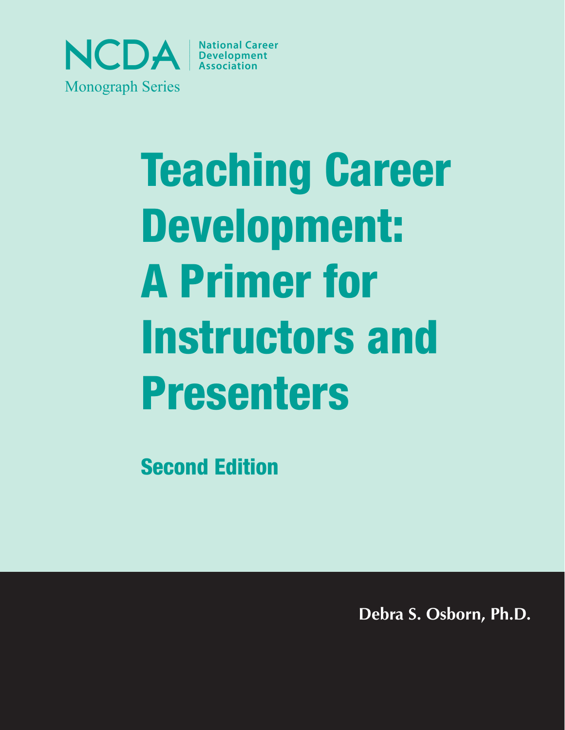NCDA | National Career Development Association

Monograph Series

# Teaching Career Development: A Primer for Instructors and Presenters

## Second Edition

**Debra S. Osborn, Ph.D.**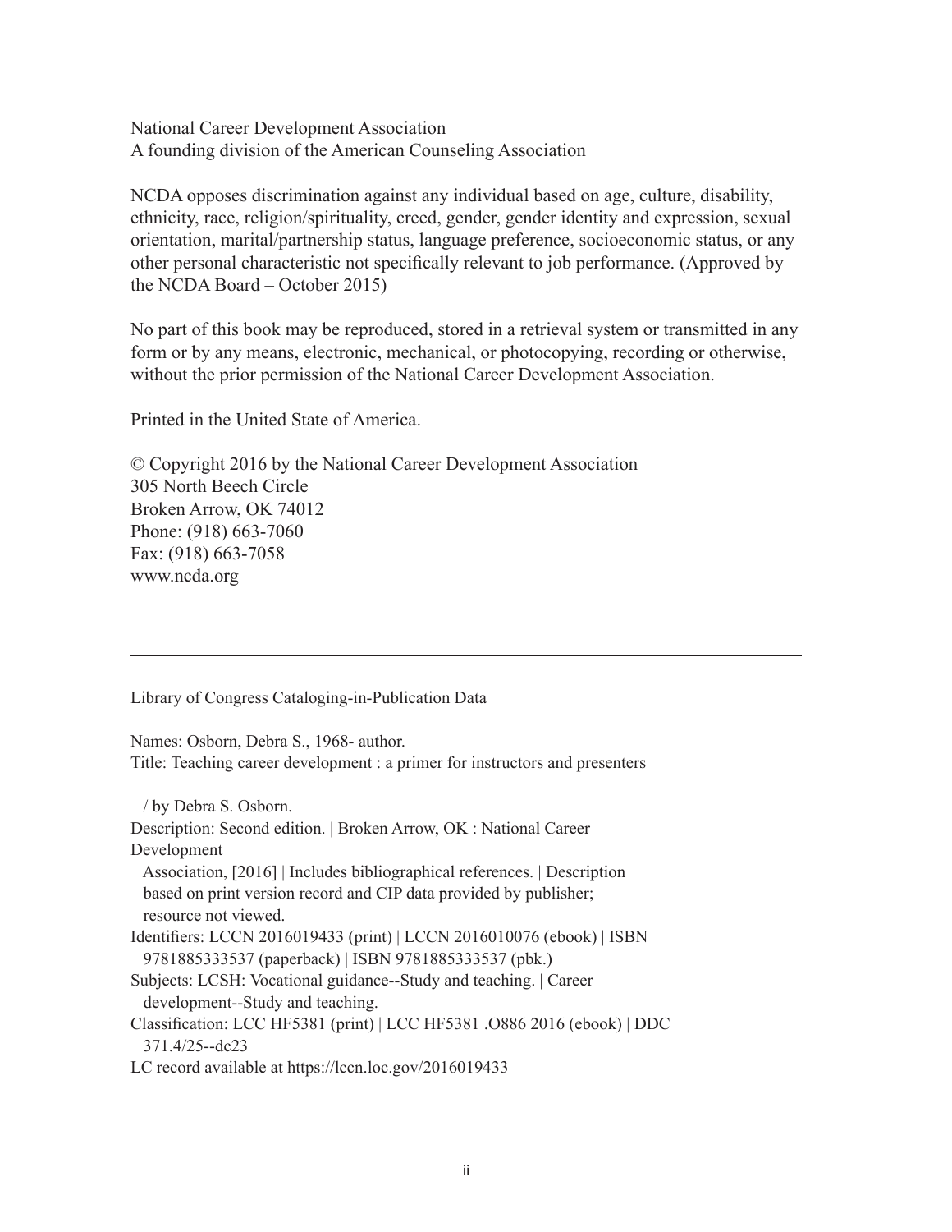National Career Development Association
A founding division of the American Counseling Association

NCDA opposes discrimination against any individual based on age, culture, disability, ethnicity, race, religion/spirituality, creed, gender, gender identity and expression, sexual orientation, marital/partnership status, language preference, socioeconomic status, or any other personal characteristic not specifically relevant to job performance. (Approved by the NCDA Board – October 2015)

No part of this book may be reproduced, stored in a retrieval system or transmitted in any form or by any means, electronic, mechanical, or photocopying, recording or otherwise, without the prior permission of the National Career Development Association.

Printed in the United State of America.

© Copyright 2016 by the National Career Development Association
305 North Beech Circle
Broken Arrow, OK 74012
Phone: (918) 663-7060
Fax: (918) 663-7058
www.ncda.org

---

Library of Congress Cataloging-in-Publication Data

Names: Osborn, Debra S., 1968- author.
Title: Teaching career development : a primer for instructors and presenters

/ by Debra S. Osborn.
Description: Second edition. | Broken Arrow, OK : National Career Development
Association, [2016] | Includes bibliographical references. | Description based on print version record and CIP data provided by publisher; resource not viewed.
Identifiers: LCCN 2016019433 (print) | LCCN 2016010076 (ebook) | ISBN 9781885333537 (paperback) | ISBN 9781885333537 (pbk.)
Subjects: LCSH: Vocational guidance--Study and teaching. | Career development--Study and teaching.
Classification: LCC HF5381 (print) | LCC HF5381 .O886 2016 (ebook) | DDC 371.4/25--dc23
LC record available at https://lccn.loc.gov/2016019433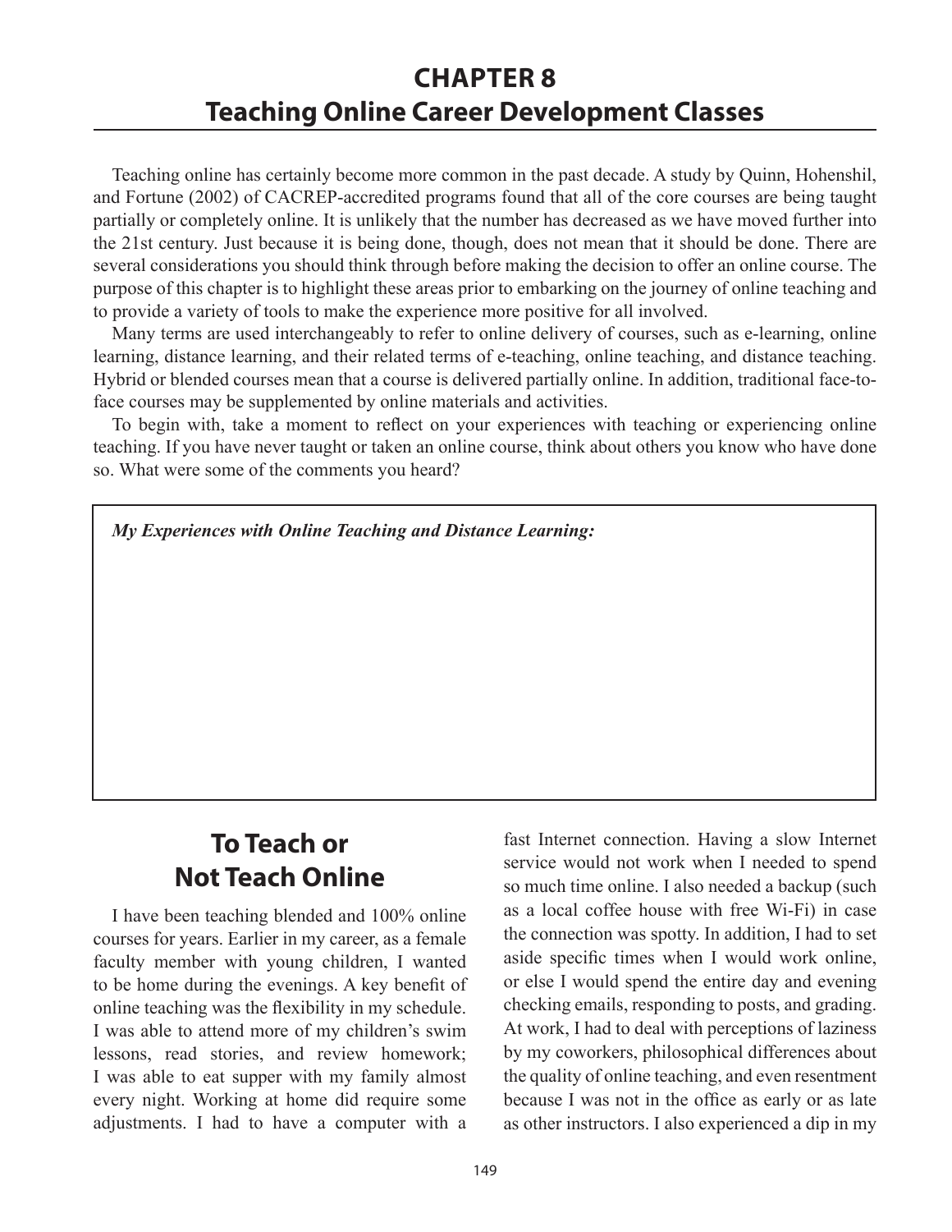# CHAPTER 8
# Teaching Online Career Development Classes

Teaching online has certainly become more common in the past decade. A study by Quinn, Hohenshil, and Fortune (2002) of CACREP-accredited programs found that all of the core courses are being taught partially or completely online. It is unlikely that the number has decreased as we have moved further into the 21st century. Just because it is being done, though, does not mean that it should be done. There are several considerations you should think through before making the decision to offer an online course. The purpose of this chapter is to highlight these areas prior to embarking on the journey of online teaching and to provide a variety of tools to make the experience more positive for all involved.

Many terms are used interchangeably to refer to online delivery of courses, such as e-learning, online learning, distance learning, and their related terms of e-teaching, online teaching, and distance teaching. Hybrid or blended courses mean that a course is delivered partially online. In addition, traditional face-to-face courses may be supplemented by online materials and activities.

To begin with, take a moment to reflect on your experiences with teaching or experiencing online teaching. If you have never taught or taken an online course, think about others you know who have done so. What were some of the comments you heard?

***My Experiences with Online Teaching and Distance Learning:***

## To Teach or Not Teach Online

I have been teaching blended and 100% online courses for years. Earlier in my career, as a female faculty member with young children, I wanted to be home during the evenings. A key benefit of online teaching was the flexibility in my schedule. I was able to attend more of my children's swim lessons, read stories, and review homework; I was able to eat supper with my family almost every night. Working at home did require some adjustments. I had to have a computer with a fast Internet connection. Having a slow Internet service would not work when I needed to spend so much time online. I also needed a backup (such as a local coffee house with free Wi-Fi) in case the connection was spotty. In addition, I had to set aside specific times when I would work online, or else I would spend the entire day and evening checking emails, responding to posts, and grading. At work, I had to deal with perceptions of laziness by my coworkers, philosophical differences about the quality of online teaching, and even resentment because I was not in the office as early or as late as other instructors. I also experienced a dip in my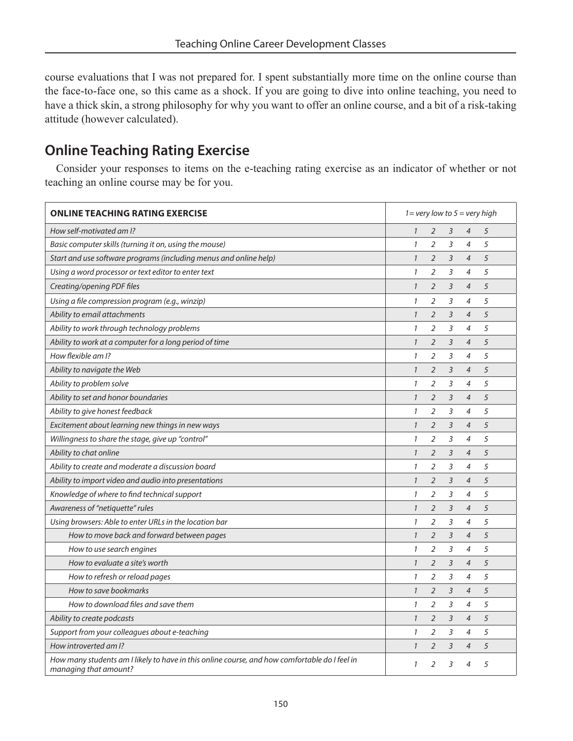course evaluations that I was not prepared for. I spent substantially more time on the online course than the face-to-face one, so this came as a shock. If you are going to dive into online teaching, you need to have a thick skin, a strong philosophy for why you want to offer an online course, and a bit of a risk-taking attitude (however calculated).

## Online Teaching Rating Exercise

Consider your responses to items on the e-teaching rating exercise as an indicator of whether or not teaching an online course may be for you.

| ONLINE TEACHING RATING EXERCISE | *1= very low to 5 = very high* |
|---|---|
| *How self-motivated am I?* | *1 2 3 4 5* |
| *Basic computer skills (turning it on, using the mouse)* | *1 2 3 4 5* |
| *Start and use software programs (including menus and online help)* | *1 2 3 4 5* |
| *Using a word processor or text editor to enter text* | *1 2 3 4 5* |
| *Creating/opening PDF files* | *1 2 3 4 5* |
| *Using a file compression program (e.g., winzip)* | *1 2 3 4 5* |
| *Ability to email attachments* | *1 2 3 4 5* |
| *Ability to work through technology problems* | *1 2 3 4 5* |
| *Ability to work at a computer for a long period of time* | *1 2 3 4 5* |
| *How flexible am I?* | *1 2 3 4 5* |
| *Ability to navigate the Web* | *1 2 3 4 5* |
| *Ability to problem solve* | *1 2 3 4 5* |
| *Ability to set and honor boundaries* | *1 2 3 4 5* |
| *Ability to give honest feedback* | *1 2 3 4 5* |
| *Excitement about learning new things in new ways* | *1 2 3 4 5* |
| *Willingness to share the stage, give up "control"* | *1 2 3 4 5* |
| *Ability to chat online* | *1 2 3 4 5* |
| *Ability to create and moderate a discussion board* | *1 2 3 4 5* |
| *Ability to import video and audio into presentations* | *1 2 3 4 5* |
| *Knowledge of where to find technical support* | *1 2 3 4 5* |
| *Awareness of "netiquette" rules* | *1 2 3 4 5* |
| *Using browsers: Able to enter URLs in the location bar* | *1 2 3 4 5* |
| &nbsp;&nbsp;&nbsp;&nbsp;*How to move back and forward between pages* | *1 2 3 4 5* |
| &nbsp;&nbsp;&nbsp;&nbsp;*How to use search engines* | *1 2 3 4 5* |
| &nbsp;&nbsp;&nbsp;&nbsp;*How to evaluate a site's worth* | *1 2 3 4 5* |
| &nbsp;&nbsp;&nbsp;&nbsp;*How to refresh or reload pages* | *1 2 3 4 5* |
| &nbsp;&nbsp;&nbsp;&nbsp;*How to save bookmarks* | *1 2 3 4 5* |
| &nbsp;&nbsp;&nbsp;&nbsp;*How to download files and save them* | *1 2 3 4 5* |
| *Ability to create podcasts* | *1 2 3 4 5* |
| *Support from your colleagues about e-teaching* | *1 2 3 4 5* |
| *How introverted am I?* | *1 2 3 4 5* |
| *How many students am I likely to have in this online course, and how comfortable do I feel in managing that amount?* | *1 2 3 4 5* |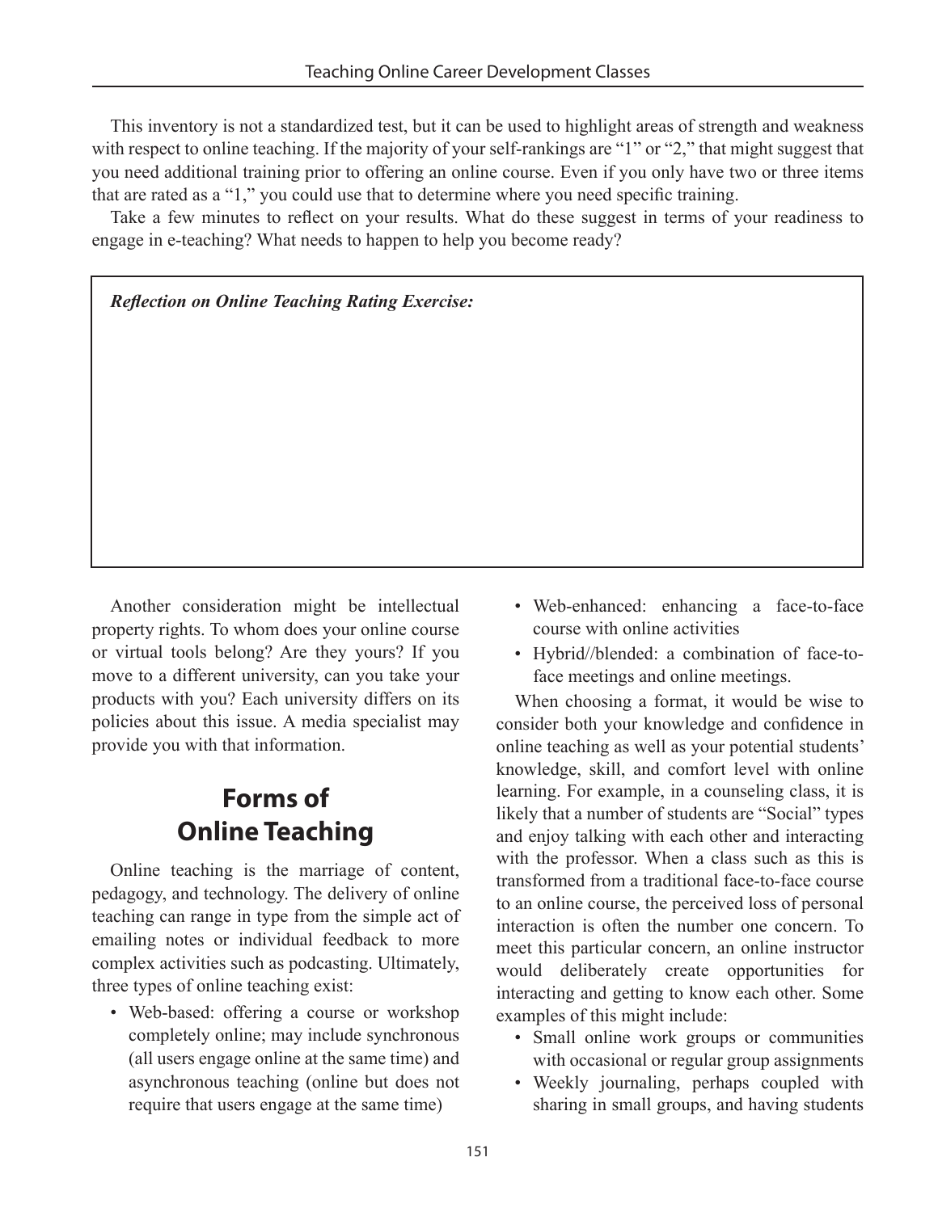This inventory is not a standardized test, but it can be used to highlight areas of strength and weakness with respect to online teaching. If the majority of your self-rankings are "1" or "2," that might suggest that you need additional training prior to offering an online course. Even if you only have two or three items that are rated as a "1," you could use that to determine where you need specific training.

Take a few minutes to reflect on your results. What do these suggest in terms of your readiness to engage in e-teaching? What needs to happen to help you become ready?

***Reflection on Online Teaching Rating Exercise:***

Another consideration might be intellectual property rights. To whom does your online course or virtual tools belong? Are they yours? If you move to a different university, can you take your products with you? Each university differs on its policies about this issue. A media specialist may provide you with that information.

## Forms of Online Teaching

Online teaching is the marriage of content, pedagogy, and technology. The delivery of online teaching can range in type from the simple act of emailing notes or individual feedback to more complex activities such as podcasting. Ultimately, three types of online teaching exist:

- Web-based: offering a course or workshop completely online; may include synchronous (all users engage online at the same time) and asynchronous teaching (online but does not require that users engage at the same time)
- Web-enhanced: enhancing a face-to-face course with online activities
- Hybrid//blended: a combination of face-to-face meetings and online meetings.

When choosing a format, it would be wise to consider both your knowledge and confidence in online teaching as well as your potential students' knowledge, skill, and comfort level with online learning. For example, in a counseling class, it is likely that a number of students are "Social" types and enjoy talking with each other and interacting with the professor. When a class such as this is transformed from a traditional face-to-face course to an online course, the perceived loss of personal interaction is often the number one concern. To meet this particular concern, an online instructor would deliberately create opportunities for interacting and getting to know each other. Some examples of this might include:

- Small online work groups or communities with occasional or regular group assignments
- Weekly journaling, perhaps coupled with sharing in small groups, and having students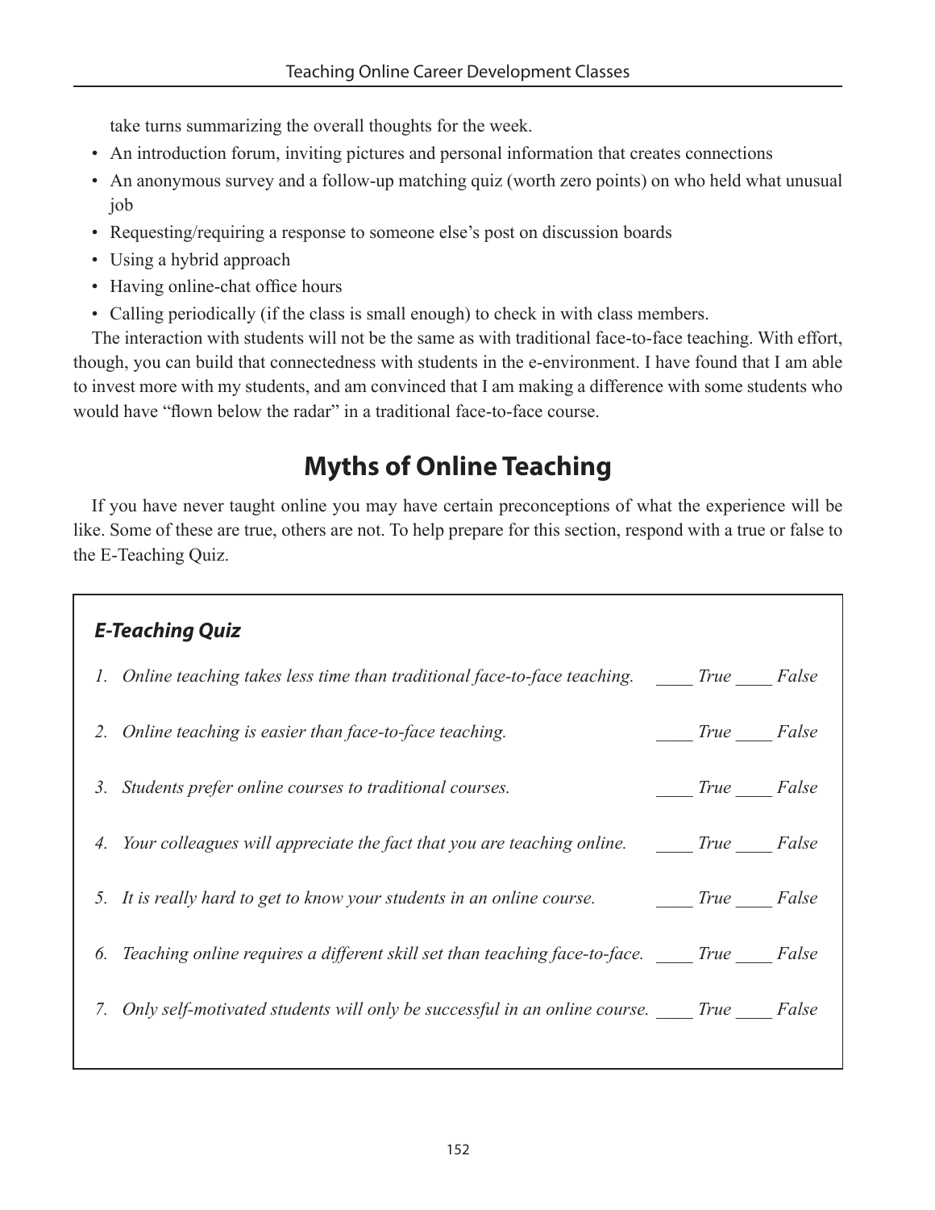take turns summarizing the overall thoughts for the week.

- An introduction forum, inviting pictures and personal information that creates connections
- An anonymous survey and a follow-up matching quiz (worth zero points) on who held what unusual job
- Requesting/requiring a response to someone else's post on discussion boards
- Using a hybrid approach
- Having online-chat office hours
- Calling periodically (if the class is small enough) to check in with class members.

The interaction with students will not be the same as with traditional face-to-face teaching. With effort, though, you can build that connectedness with students in the e-environment. I have found that I am able to invest more with my students, and am convinced that I am making a difference with some students who would have "flown below the radar" in a traditional face-to-face course.

## Myths of Online Teaching

If you have never taught online you may have certain preconceptions of what the experience will be like. Some of these are true, others are not. To help prepare for this section, respond with a true or false to the E-Teaching Quiz.

### *E-Teaching Quiz*

1. *Online teaching takes less time than traditional face-to-face teaching.* ____ *True* ____ *False*
2. *Online teaching is easier than face-to-face teaching.* ____ *True* ____ *False*
3. *Students prefer online courses to traditional courses.* ____ *True* ____ *False*
4. *Your colleagues will appreciate the fact that you are teaching online.* ____ *True* ____ *False*
5. *It is really hard to get to know your students in an online course.* ____ *True* ____ *False*
6. *Teaching online requires a different skill set than teaching face-to-face.* ____ *True* ____ *False*
7. *Only self-motivated students will only be successful in an online course.* ____ *True* ____ *False*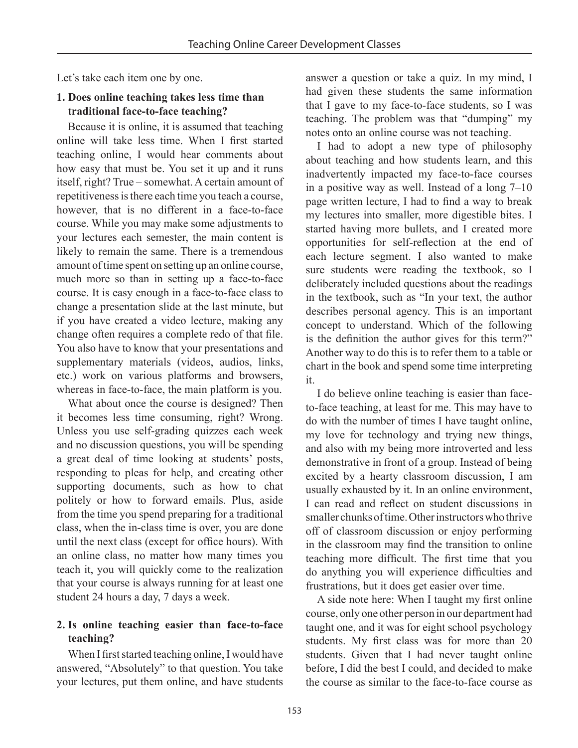Let's take each item one by one.

**1. Does online teaching takes less time than traditional face-to-face teaching?**

Because it is online, it is assumed that teaching online will take less time. When I first started teaching online, I would hear comments about how easy that must be. You set it up and it runs itself, right? True – somewhat. A certain amount of repetitiveness is there each time you teach a course, however, that is no different in a face-to-face course. While you may make some adjustments to your lectures each semester, the main content is likely to remain the same. There is a tremendous amount of time spent on setting up an online course, much more so than in setting up a face-to-face course. It is easy enough in a face-to-face class to change a presentation slide at the last minute, but if you have created a video lecture, making any change often requires a complete redo of that file. You also have to know that your presentations and supplementary materials (videos, audios, links, etc.) work on various platforms and browsers, whereas in face-to-face, the main platform is you.

What about once the course is designed? Then it becomes less time consuming, right? Wrong. Unless you use self-grading quizzes each week and no discussion questions, you will be spending a great deal of time looking at students' posts, responding to pleas for help, and creating other supporting documents, such as how to chat politely or how to forward emails. Plus, aside from the time you spend preparing for a traditional class, when the in-class time is over, you are done until the next class (except for office hours). With an online class, no matter how many times you teach it, you will quickly come to the realization that your course is always running for at least one student 24 hours a day, 7 days a week.

**2. Is online teaching easier than face-to-face teaching?**

When I first started teaching online, I would have answered, "Absolutely" to that question. You take your lectures, put them online, and have students answer a question or take a quiz. In my mind, I had given these students the same information that I gave to my face-to-face students, so I was teaching. The problem was that "dumping" my notes onto an online course was not teaching.

I had to adopt a new type of philosophy about teaching and how students learn, and this inadvertently impacted my face-to-face courses in a positive way as well. Instead of a long 7–10 page written lecture, I had to find a way to break my lectures into smaller, more digestible bites. I started having more bullets, and I created more opportunities for self-reflection at the end of each lecture segment. I also wanted to make sure students were reading the textbook, so I deliberately included questions about the readings in the textbook, such as "In your text, the author describes personal agency. This is an important concept to understand. Which of the following is the definition the author gives for this term?" Another way to do this is to refer them to a table or chart in the book and spend some time interpreting it.

I do believe online teaching is easier than face-to-face teaching, at least for me. This may have to do with the number of times I have taught online, my love for technology and trying new things, and also with my being more introverted and less demonstrative in front of a group. Instead of being excited by a hearty classroom discussion, I am usually exhausted by it. In an online environment, I can read and reflect on student discussions in smaller chunks of time. Other instructors who thrive off of classroom discussion or enjoy performing in the classroom may find the transition to online teaching more difficult. The first time that you do anything you will experience difficulties and frustrations, but it does get easier over time.

A side note here: When I taught my first online course, only one other person in our department had taught one, and it was for eight school psychology students. My first class was for more than 20 students. Given that I had never taught online before, I did the best I could, and decided to make the course as similar to the face-to-face course as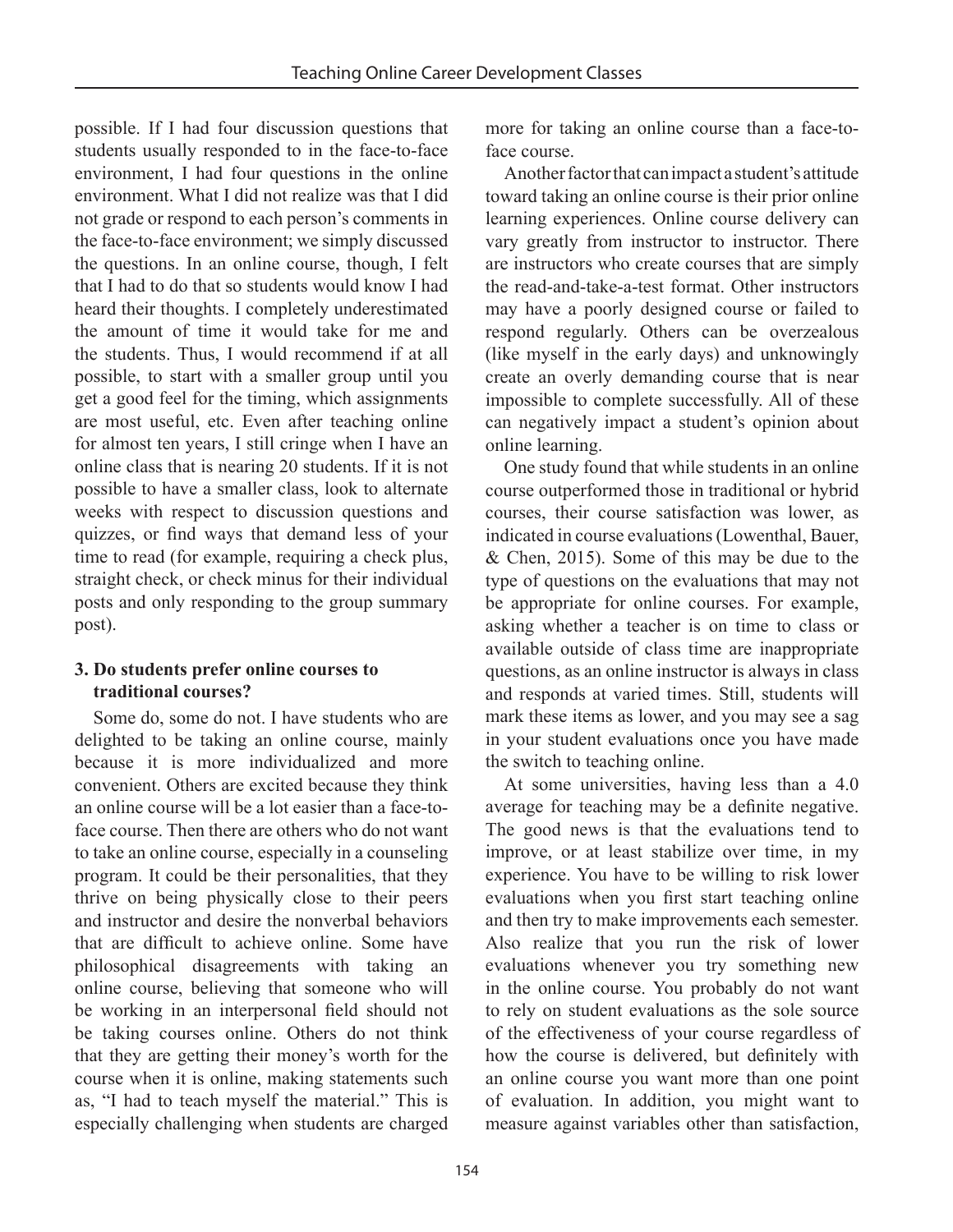possible. If I had four discussion questions that students usually responded to in the face-to-face environment, I had four questions in the online environment. What I did not realize was that I did not grade or respond to each person's comments in the face-to-face environment; we simply discussed the questions. In an online course, though, I felt that I had to do that so students would know I had heard their thoughts. I completely underestimated the amount of time it would take for me and the students. Thus, I would recommend if at all possible, to start with a smaller group until you get a good feel for the timing, which assignments are most useful, etc. Even after teaching online for almost ten years, I still cringe when I have an online class that is nearing 20 students. If it is not possible to have a smaller class, look to alternate weeks with respect to discussion questions and quizzes, or find ways that demand less of your time to read (for example, requiring a check plus, straight check, or check minus for their individual posts and only responding to the group summary post).

### 3. Do students prefer online courses to traditional courses?

Some do, some do not. I have students who are delighted to be taking an online course, mainly because it is more individualized and more convenient. Others are excited because they think an online course will be a lot easier than a face-to-face course. Then there are others who do not want to take an online course, especially in a counseling program. It could be their personalities, that they thrive on being physically close to their peers and instructor and desire the nonverbal behaviors that are difficult to achieve online. Some have philosophical disagreements with taking an online course, believing that someone who will be working in an interpersonal field should not be taking courses online. Others do not think that they are getting their money's worth for the course when it is online, making statements such as, "I had to teach myself the material." This is especially challenging when students are charged more for taking an online course than a face-to-face course.

Another factor that can impact a student's attitude toward taking an online course is their prior online learning experiences. Online course delivery can vary greatly from instructor to instructor. There are instructors who create courses that are simply the read-and-take-a-test format. Other instructors may have a poorly designed course or failed to respond regularly. Others can be overzealous (like myself in the early days) and unknowingly create an overly demanding course that is near impossible to complete successfully. All of these can negatively impact a student's opinion about online learning.

One study found that while students in an online course outperformed those in traditional or hybrid courses, their course satisfaction was lower, as indicated in course evaluations (Lowenthal, Bauer, & Chen, 2015). Some of this may be due to the type of questions on the evaluations that may not be appropriate for online courses. For example, asking whether a teacher is on time to class or available outside of class time are inappropriate questions, as an online instructor is always in class and responds at varied times. Still, students will mark these items as lower, and you may see a sag in your student evaluations once you have made the switch to teaching online.

At some universities, having less than a 4.0 average for teaching may be a definite negative. The good news is that the evaluations tend to improve, or at least stabilize over time, in my experience. You have to be willing to risk lower evaluations when you first start teaching online and then try to make improvements each semester. Also realize that you run the risk of lower evaluations whenever you try something new in the online course. You probably do not want to rely on student evaluations as the sole source of the effectiveness of your course regardless of how the course is delivered, but definitely with an online course you want more than one point of evaluation. In addition, you might want to measure against variables other than satisfaction,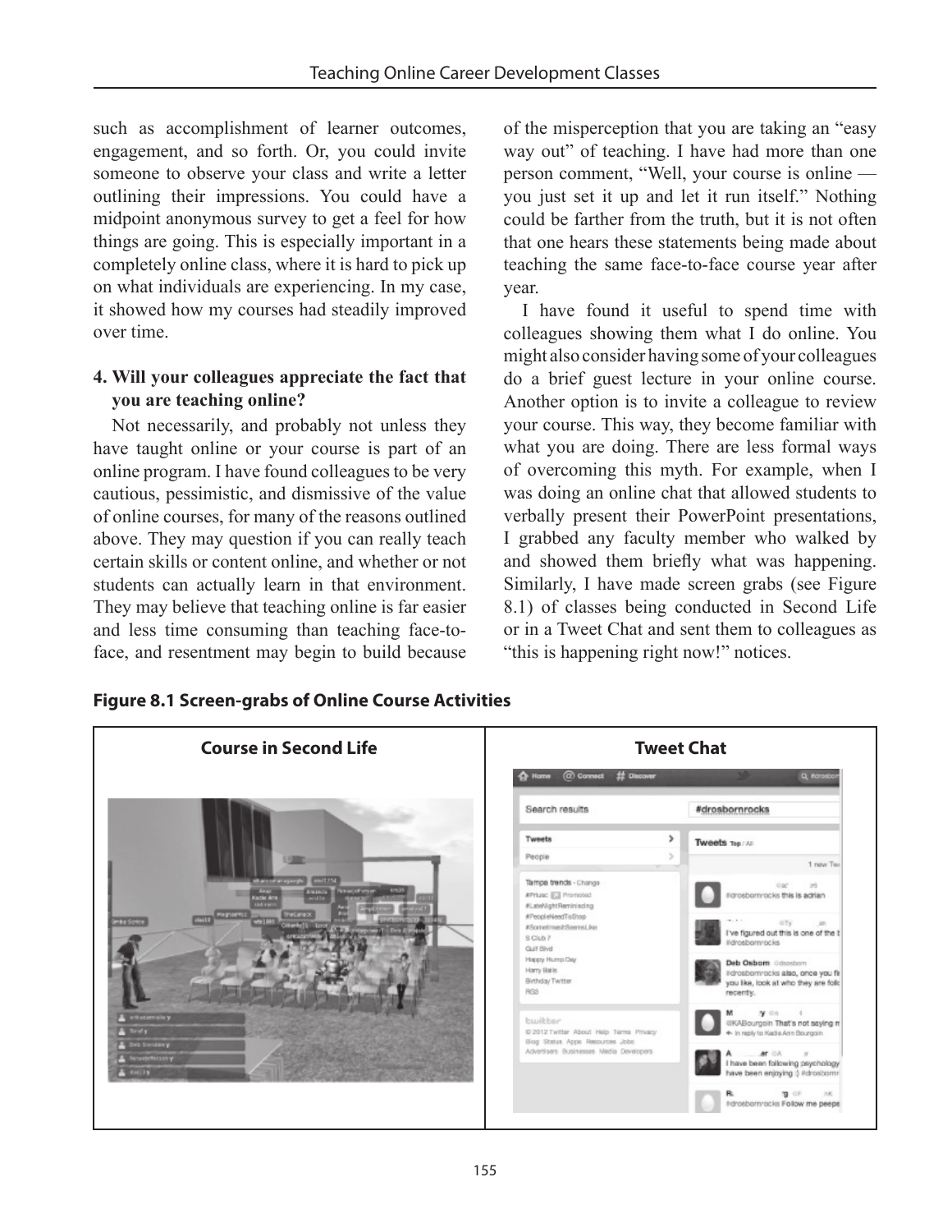such as accomplishment of learner outcomes, engagement, and so forth. Or, you could invite someone to observe your class and write a letter outlining their impressions. You could have a midpoint anonymous survey to get a feel for how things are going. This is especially important in a completely online class, where it is hard to pick up on what individuals are experiencing. In my case, it showed how my courses had steadily improved over time.

**4. Will your colleagues appreciate the fact that you are teaching online?**

Not necessarily, and probably not unless they have taught online or your course is part of an online program. I have found colleagues to be very cautious, pessimistic, and dismissive of the value of online courses, for many of the reasons outlined above. They may question if you can really teach certain skills or content online, and whether or not students can actually learn in that environment. They may believe that teaching online is far easier and less time consuming than teaching face-to-face, and resentment may begin to build because of the misperception that you are taking an "easy way out" of teaching. I have had more than one person comment, "Well, your course is online — you just set it up and let it run itself." Nothing could be farther from the truth, but it is not often that one hears these statements being made about teaching the same face-to-face course year after year.

I have found it useful to spend time with colleagues showing them what I do online. You might also consider having some of your colleagues do a brief guest lecture in your online course. Another option is to invite a colleague to review your course. This way, they become familiar with what you are doing. There are less formal ways of overcoming this myth. For example, when I was doing an online chat that allowed students to verbally present their PowerPoint presentations, I grabbed any faculty member who walked by and showed them briefly what was happening. Similarly, I have made screen grabs (see Figure 8.1) of classes being conducted in Second Life or in a Tweet Chat and sent them to colleagues as "this is happening right now!" notices.

**Figure 8.1 Screen-grabs of Online Course Activities**

| **Course in Second Life** | **Tweet Chat** |
| --- | --- |
| | |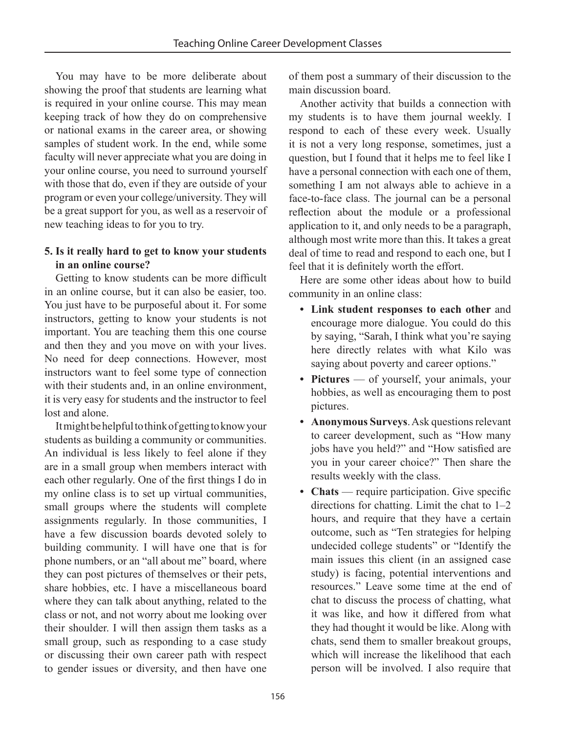You may have to be more deliberate about showing the proof that students are learning what is required in your online course. This may mean keeping track of how they do on comprehensive or national exams in the career area, or showing samples of student work. In the end, while some faculty will never appreciate what you are doing in your online course, you need to surround yourself with those that do, even if they are outside of your program or even your college/university. They will be a great support for you, as well as a reservoir of new teaching ideas to for you to try.

**5. Is it really hard to get to know your students in an online course?**

Getting to know students can be more difficult in an online course, but it can also be easier, too. You just have to be purposeful about it. For some instructors, getting to know your students is not important. You are teaching them this one course and then they and you move on with your lives. No need for deep connections. However, most instructors want to feel some type of connection with their students and, in an online environment, it is very easy for students and the instructor to feel lost and alone.

It might be helpful to think of getting to know your students as building a community or communities. An individual is less likely to feel alone if they are in a small group when members interact with each other regularly. One of the first things I do in my online class is to set up virtual communities, small groups where the students will complete assignments regularly. In those communities, I have a few discussion boards devoted solely to building community. I will have one that is for phone numbers, or an "all about me" board, where they can post pictures of themselves or their pets, share hobbies, etc. I have a miscellaneous board where they can talk about anything, related to the class or not, and not worry about me looking over their shoulder. I will then assign them tasks as a small group, such as responding to a case study or discussing their own career path with respect to gender issues or diversity, and then have one of them post a summary of their discussion to the main discussion board.

Another activity that builds a connection with my students is to have them journal weekly. I respond to each of these every week. Usually it is not a very long response, sometimes, just a question, but I found that it helps me to feel like I have a personal connection with each one of them, something I am not always able to achieve in a face-to-face class. The journal can be a personal reflection about the module or a professional application to it, and only needs to be a paragraph, although most write more than this. It takes a great deal of time to read and respond to each one, but I feel that it is definitely worth the effort.

Here are some other ideas about how to build community in an online class:

- **Link student responses to each other** and encourage more dialogue. You could do this by saying, "Sarah, I think what you're saying here directly relates with what Kilo was saying about poverty and career options."
- **Pictures** — of yourself, your animals, your hobbies, as well as encouraging them to post pictures.
- **Anonymous Surveys**. Ask questions relevant to career development, such as "How many jobs have you held?" and "How satisfied are you in your career choice?" Then share the results weekly with the class.
- **Chats** — require participation. Give specific directions for chatting. Limit the chat to 1–2 hours, and require that they have a certain outcome, such as "Ten strategies for helping undecided college students" or "Identify the main issues this client (in an assigned case study) is facing, potential interventions and resources." Leave some time at the end of chat to discuss the process of chatting, what it was like, and how it differed from what they had thought it would be like. Along with chats, send them to smaller breakout groups, which will increase the likelihood that each person will be involved. I also require that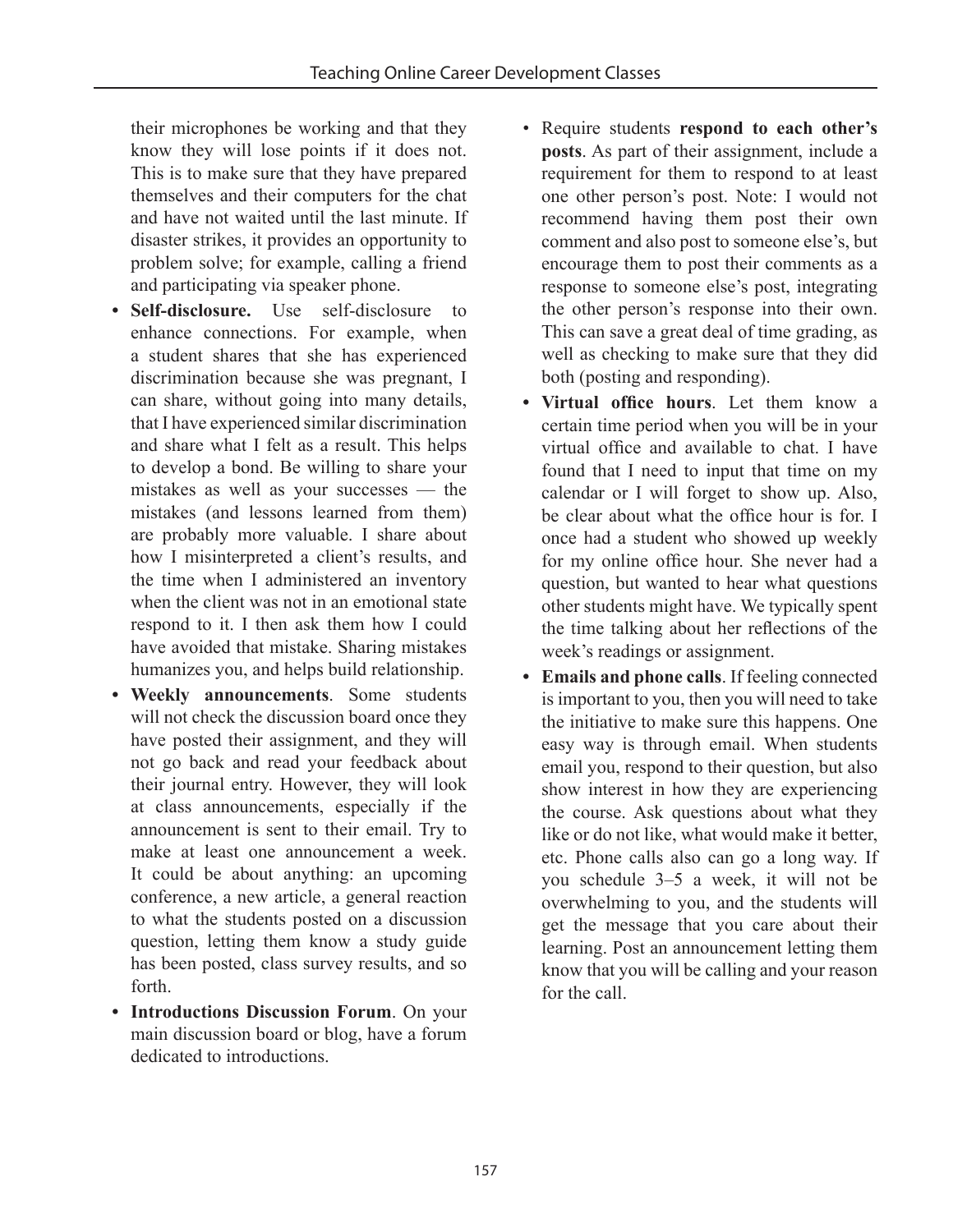their microphones be working and that they know they will lose points if it does not. This is to make sure that they have prepared themselves and their computers for the chat and have not waited until the last minute. If disaster strikes, it provides an opportunity to problem solve; for example, calling a friend and participating via speaker phone.

- **Self-disclosure.** Use self-disclosure to enhance connections. For example, when a student shares that she has experienced discrimination because she was pregnant, I can share, without going into many details, that I have experienced similar discrimination and share what I felt as a result. This helps to develop a bond. Be willing to share your mistakes as well as your successes — the mistakes (and lessons learned from them) are probably more valuable. I share about how I misinterpreted a client's results, and the time when I administered an inventory when the client was not in an emotional state respond to it. I then ask them how I could have avoided that mistake. Sharing mistakes humanizes you, and helps build relationship.
- **Weekly announcements**. Some students will not check the discussion board once they have posted their assignment, and they will not go back and read your feedback about their journal entry. However, they will look at class announcements, especially if the announcement is sent to their email. Try to make at least one announcement a week. It could be about anything: an upcoming conference, a new article, a general reaction to what the students posted on a discussion question, letting them know a study guide has been posted, class survey results, and so forth.
- **Introductions Discussion Forum**. On your main discussion board or blog, have a forum dedicated to introductions.
- Require students **respond to each other's posts**. As part of their assignment, include a requirement for them to respond to at least one other person's post. Note: I would not recommend having them post their own comment and also post to someone else's, but encourage them to post their comments as a response to someone else's post, integrating the other person's response into their own. This can save a great deal of time grading, as well as checking to make sure that they did both (posting and responding).
- **Virtual office hours**. Let them know a certain time period when you will be in your virtual office and available to chat. I have found that I need to input that time on my calendar or I will forget to show up. Also, be clear about what the office hour is for. I once had a student who showed up weekly for my online office hour. She never had a question, but wanted to hear what questions other students might have. We typically spent the time talking about her reflections of the week's readings or assignment.
- **Emails and phone calls**. If feeling connected is important to you, then you will need to take the initiative to make sure this happens. One easy way is through email. When students email you, respond to their question, but also show interest in how they are experiencing the course. Ask questions about what they like or do not like, what would make it better, etc. Phone calls also can go a long way. If you schedule 3–5 a week, it will not be overwhelming to you, and the students will get the message that you care about their learning. Post an announcement letting them know that you will be calling and your reason for the call.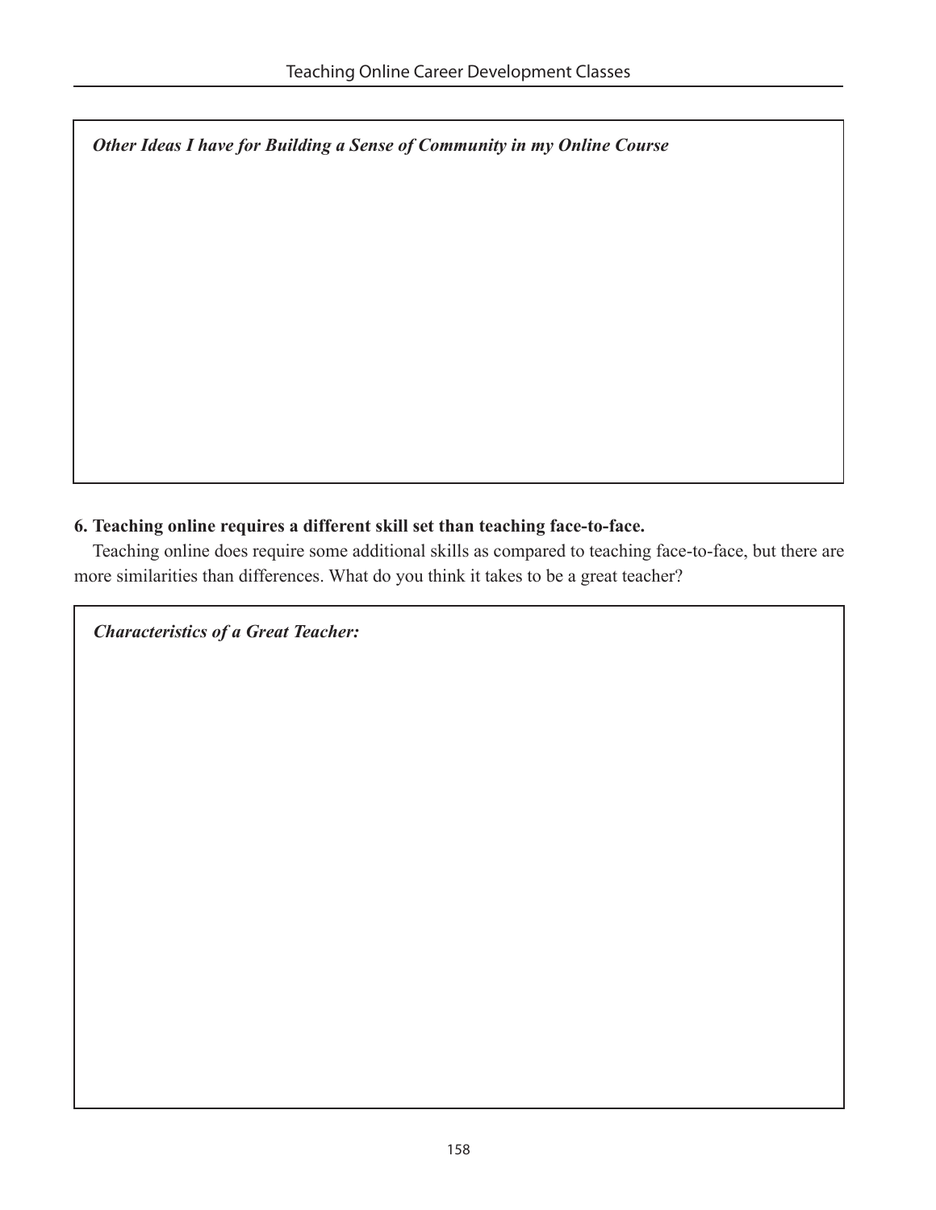*Other Ideas I have for Building a Sense of Community in my Online Course*

**6. Teaching online requires a different skill set than teaching face-to-face.**

Teaching online does require some additional skills as compared to teaching face-to-face, but there are more similarities than differences. What do you think it takes to be a great teacher?

*Characteristics of a Great Teacher:*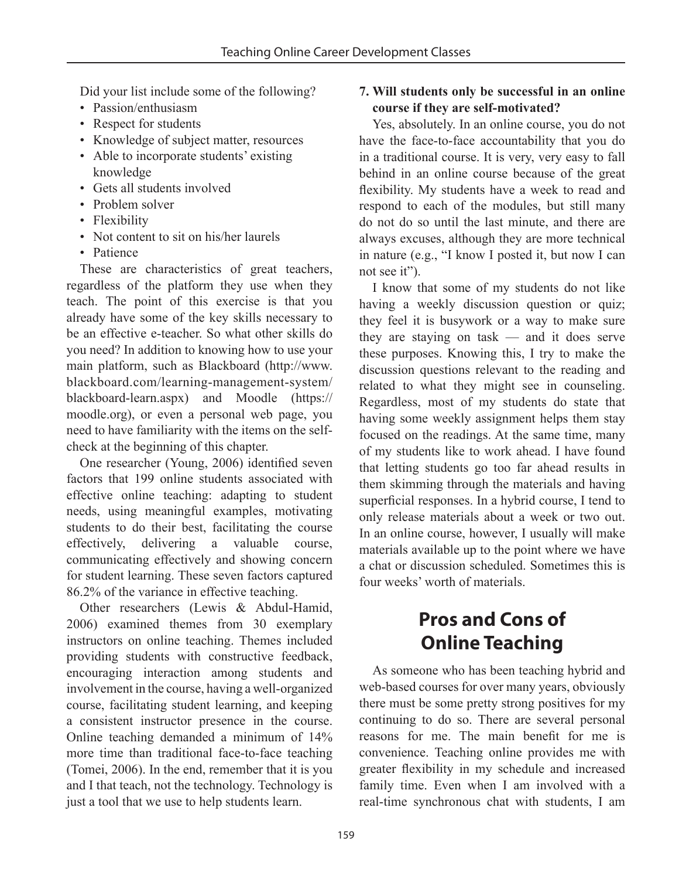Did your list include some of the following?

- Passion/enthusiasm
- Respect for students
- Knowledge of subject matter, resources
- Able to incorporate students' existing knowledge
- Gets all students involved
- Problem solver
- Flexibility
- Not content to sit on his/her laurels
- Patience

These are characteristics of great teachers, regardless of the platform they use when they teach. The point of this exercise is that you already have some of the key skills necessary to be an effective e-teacher. So what other skills do you need? In addition to knowing how to use your main platform, such as Blackboard (http://www.blackboard.com/learning-management-system/blackboard-learn.aspx) and Moodle (https://moodle.org), or even a personal web page, you need to have familiarity with the items on the self-check at the beginning of this chapter.

One researcher (Young, 2006) identified seven factors that 199 online students associated with effective online teaching: adapting to student needs, using meaningful examples, motivating students to do their best, facilitating the course effectively, delivering a valuable course, communicating effectively and showing concern for student learning. These seven factors captured 86.2% of the variance in effective teaching.

Other researchers (Lewis & Abdul-Hamid, 2006) examined themes from 30 exemplary instructors on online teaching. Themes included providing students with constructive feedback, encouraging interaction among students and involvement in the course, having a well-organized course, facilitating student learning, and keeping a consistent instructor presence in the course. Online teaching demanded a minimum of 14% more time than traditional face-to-face teaching (Tomei, 2006). In the end, remember that it is you and I that teach, not the technology. Technology is just a tool that we use to help students learn.

**7. Will students only be successful in an online course if they are self-motivated?**

Yes, absolutely. In an online course, you do not have the face-to-face accountability that you do in a traditional course. It is very, very easy to fall behind in an online course because of the great flexibility. My students have a week to read and respond to each of the modules, but still many do not do so until the last minute, and there are always excuses, although they are more technical in nature (e.g., "I know I posted it, but now I can not see it").

I know that some of my students do not like having a weekly discussion question or quiz; they feel it is busywork or a way to make sure they are staying on task — and it does serve these purposes. Knowing this, I try to make the discussion questions relevant to the reading and related to what they might see in counseling. Regardless, most of my students do state that having some weekly assignment helps them stay focused on the readings. At the same time, many of my students like to work ahead. I have found that letting students go too far ahead results in them skimming through the materials and having superficial responses. In a hybrid course, I tend to only release materials about a week or two out. In an online course, however, I usually will make materials available up to the point where we have a chat or discussion scheduled. Sometimes this is four weeks' worth of materials.

## Pros and Cons of Online Teaching

As someone who has been teaching hybrid and web-based courses for over many years, obviously there must be some pretty strong positives for my continuing to do so. There are several personal reasons for me. The main benefit for me is convenience. Teaching online provides me with greater flexibility in my schedule and increased family time. Even when I am involved with a real-time synchronous chat with students, I am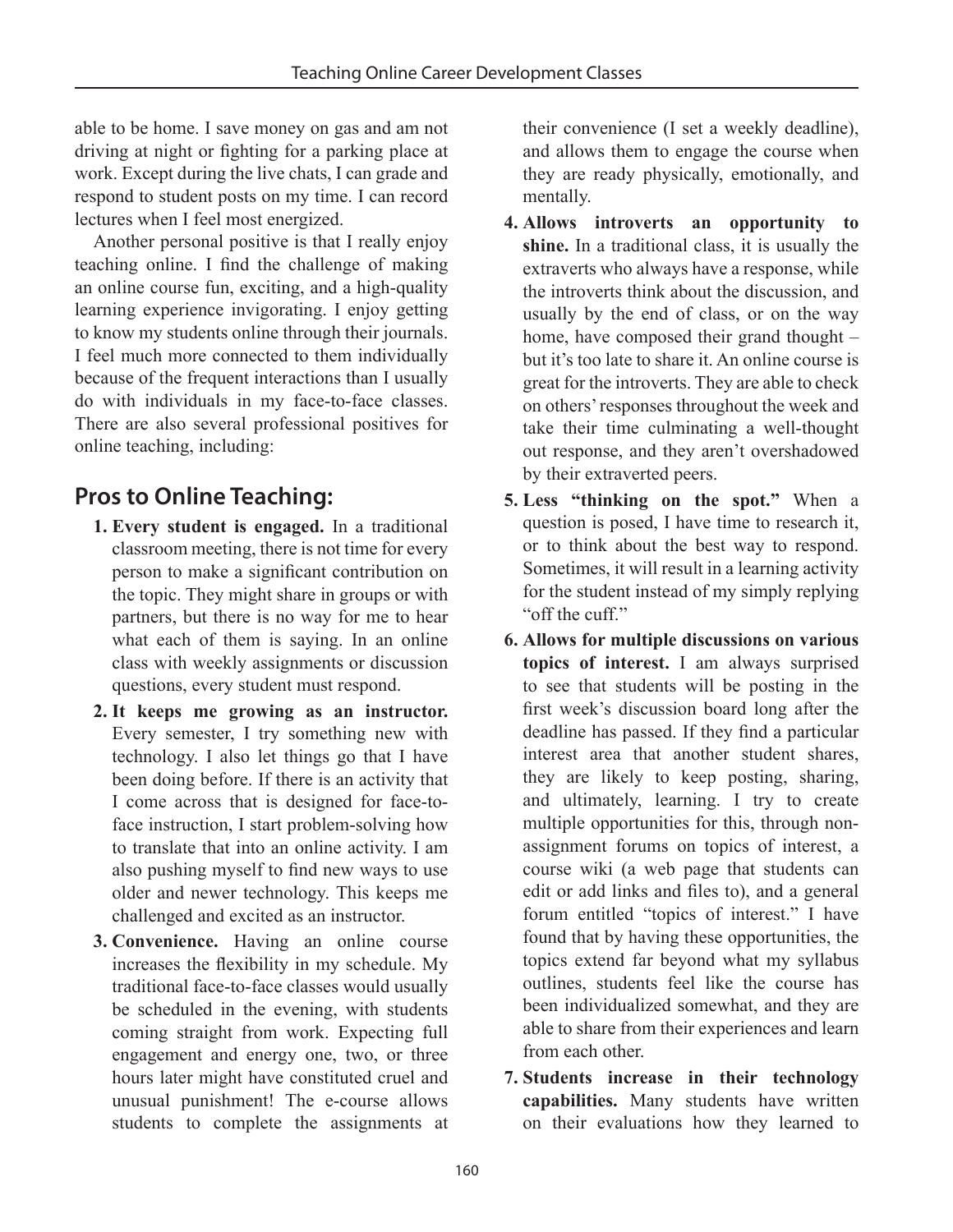able to be home. I save money on gas and am not driving at night or fighting for a parking place at work. Except during the live chats, I can grade and respond to student posts on my time. I can record lectures when I feel most energized.

Another personal positive is that I really enjoy teaching online. I find the challenge of making an online course fun, exciting, and a high-quality learning experience invigorating. I enjoy getting to know my students online through their journals. I feel much more connected to them individually because of the frequent interactions than I usually do with individuals in my face-to-face classes. There are also several professional positives for online teaching, including:

## Pros to Online Teaching:

1. **Every student is engaged.** In a traditional classroom meeting, there is not time for every person to make a significant contribution on the topic. They might share in groups or with partners, but there is no way for me to hear what each of them is saying. In an online class with weekly assignments or discussion questions, every student must respond.
2. **It keeps me growing as an instructor.** Every semester, I try something new with technology. I also let things go that I have been doing before. If there is an activity that I come across that is designed for face-to-face instruction, I start problem-solving how to translate that into an online activity. I am also pushing myself to find new ways to use older and newer technology. This keeps me challenged and excited as an instructor.
3. **Convenience.** Having an online course increases the flexibility in my schedule. My traditional face-to-face classes would usually be scheduled in the evening, with students coming straight from work. Expecting full engagement and energy one, two, or three hours later might have constituted cruel and unusual punishment! The e-course allows students to complete the assignments at their convenience (I set a weekly deadline), and allows them to engage the course when they are ready physically, emotionally, and mentally.
4. **Allows introverts an opportunity to shine.** In a traditional class, it is usually the extraverts who always have a response, while the introverts think about the discussion, and usually by the end of class, or on the way home, have composed their grand thought – but it's too late to share it. An online course is great for the introverts. They are able to check on others' responses throughout the week and take their time culminating a well-thought out response, and they aren't overshadowed by their extraverted peers.
5. **Less "thinking on the spot."** When a question is posed, I have time to research it, or to think about the best way to respond. Sometimes, it will result in a learning activity for the student instead of my simply replying "off the cuff."
6. **Allows for multiple discussions on various topics of interest.** I am always surprised to see that students will be posting in the first week's discussion board long after the deadline has passed. If they find a particular interest area that another student shares, they are likely to keep posting, sharing, and ultimately, learning. I try to create multiple opportunities for this, through non-assignment forums on topics of interest, a course wiki (a web page that students can edit or add links and files to), and a general forum entitled "topics of interest." I have found that by having these opportunities, the topics extend far beyond what my syllabus outlines, students feel like the course has been individualized somewhat, and they are able to share from their experiences and learn from each other.
7. **Students increase in their technology capabilities.** Many students have written on their evaluations how they learned to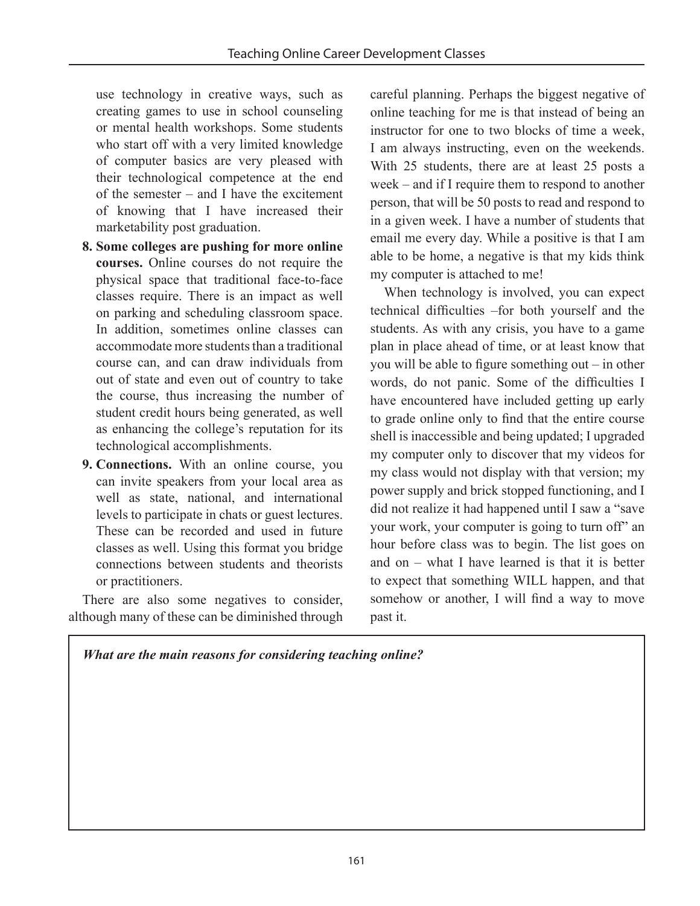use technology in creative ways, such as creating games to use in school counseling or mental health workshops. Some students who start off with a very limited knowledge of computer basics are very pleased with their technological competence at the end of the semester – and I have the excitement of knowing that I have increased their marketability post graduation.

8. **Some colleges are pushing for more online courses.** Online courses do not require the physical space that traditional face-to-face classes require. There is an impact as well on parking and scheduling classroom space. In addition, sometimes online classes can accommodate more students than a traditional course can, and can draw individuals from out of state and even out of country to take the course, thus increasing the number of student credit hours being generated, as well as enhancing the college's reputation for its technological accomplishments.
9. **Connections.** With an online course, you can invite speakers from your local area as well as state, national, and international levels to participate in chats or guest lectures. These can be recorded and used in future classes as well. Using this format you bridge connections between students and theorists or practitioners.

There are also some negatives to consider, although many of these can be diminished through careful planning. Perhaps the biggest negative of online teaching for me is that instead of being an instructor for one to two blocks of time a week, I am always instructing, even on the weekends. With 25 students, there are at least 25 posts a week – and if I require them to respond to another person, that will be 50 posts to read and respond to in a given week. I have a number of students that email me every day. While a positive is that I am able to be home, a negative is that my kids think my computer is attached to me!

When technology is involved, you can expect technical difficulties –for both yourself and the students. As with any crisis, you have to a game plan in place ahead of time, or at least know that you will be able to figure something out – in other words, do not panic. Some of the difficulties I have encountered have included getting up early to grade online only to find that the entire course shell is inaccessible and being updated; I upgraded my computer only to discover that my videos for my class would not display with that version; my power supply and brick stopped functioning, and I did not realize it had happened until I saw a "save your work, your computer is going to turn off" an hour before class was to begin. The list goes on and on – what I have learned is that it is better to expect that something WILL happen, and that somehow or another, I will find a way to move past it.

***What are the main reasons for considering teaching online?***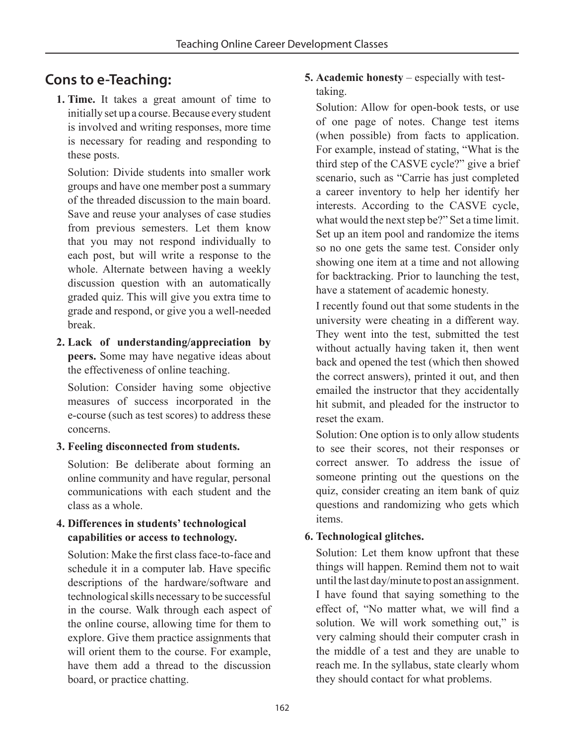## Cons to e-Teaching:

1. **Time.** It takes a great amount of time to initially set up a course. Because every student is involved and writing responses, more time is necessary for reading and responding to these posts.

   Solution: Divide students into smaller work groups and have one member post a summary of the threaded discussion to the main board. Save and reuse your analyses of case studies from previous semesters. Let them know that you may not respond individually to each post, but will write a response to the whole. Alternate between having a weekly discussion question with an automatically graded quiz. This will give you extra time to grade and respond, or give you a well-needed break.

2. **Lack of understanding/appreciation by peers.** Some may have negative ideas about the effectiveness of online teaching.

   Solution: Consider having some objective measures of success incorporated in the e-course (such as test scores) to address these concerns.

3. **Feeling disconnected from students.**

   Solution: Be deliberate about forming an online community and have regular, personal communications with each student and the class as a whole.

4. **Differences in students' technological capabilities or access to technology.**

   Solution: Make the first class face-to-face and schedule it in a computer lab. Have specific descriptions of the hardware/software and technological skills necessary to be successful in the course. Walk through each aspect of the online course, allowing time for them to explore. Give them practice assignments that will orient them to the course. For example, have them add a thread to the discussion board, or practice chatting.

5. **Academic honesty** – especially with test-taking.

   Solution: Allow for open-book tests, or use of one page of notes. Change test items (when possible) from facts to application. For example, instead of stating, "What is the third step of the CASVE cycle?" give a brief scenario, such as "Carrie has just completed a career inventory to help her identify her interests. According to the CASVE cycle, what would the next step be?" Set a time limit. Set up an item pool and randomize the items so no one gets the same test. Consider only showing one item at a time and not allowing for backtracking. Prior to launching the test, have a statement of academic honesty.

   I recently found out that some students in the university were cheating in a different way. They went into the test, submitted the test without actually having taken it, then went back and opened the test (which then showed the correct answers), printed it out, and then emailed the instructor that they accidentally hit submit, and pleaded for the instructor to reset the exam.

   Solution: One option is to only allow students to see their scores, not their responses or correct answer. To address the issue of someone printing out the questions on the quiz, consider creating an item bank of quiz questions and randomizing who gets which items.

6. **Technological glitches.**

   Solution: Let them know upfront that these things will happen. Remind them not to wait until the last day/minute to post an assignment. I have found that saying something to the effect of, "No matter what, we will find a solution. We will work something out," is very calming should their computer crash in the middle of a test and they are unable to reach me. In the syllabus, state clearly whom they should contact for what problems.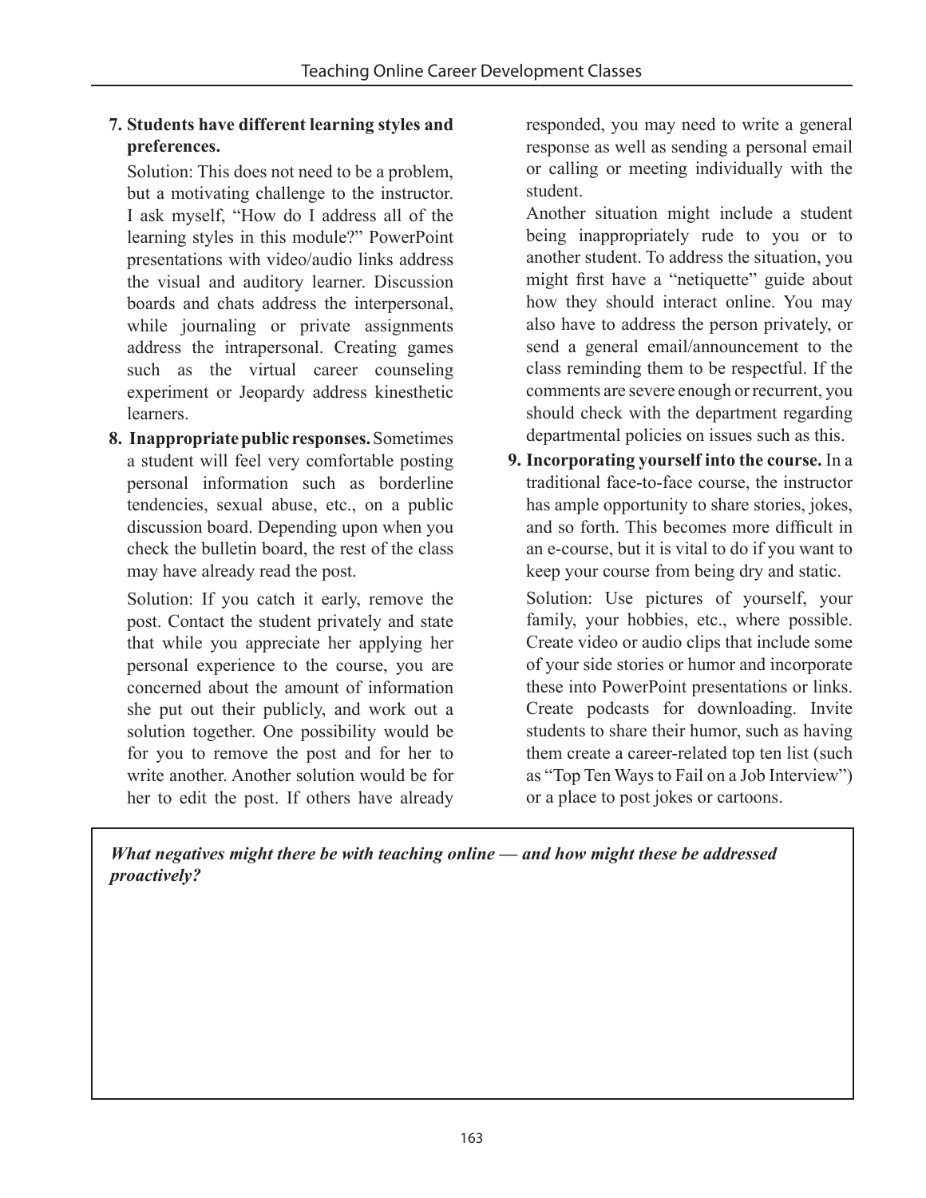7. **Students have different learning styles and preferences.**

   Solution: This does not need to be a problem, but a motivating challenge to the instructor. I ask myself, "How do I address all of the learning styles in this module?" PowerPoint presentations with video/audio links address the visual and auditory learner. Discussion boards and chats address the interpersonal, while journaling or private assignments address the intrapersonal. Creating games such as the virtual career counseling experiment or Jeopardy address kinesthetic learners.

8. **Inappropriate public responses.** Sometimes a student will feel very comfortable posting personal information such as borderline tendencies, sexual abuse, etc., on a public discussion board. Depending upon when you check the bulletin board, the rest of the class may have already read the post.

   Solution: If you catch it early, remove the post. Contact the student privately and state that while you appreciate her applying her personal experience to the course, you are concerned about the amount of information she put out their publicly, and work out a solution together. One possibility would be for you to remove the post and for her to write another. Another solution would be for her to edit the post. If others have already responded, you may need to write a general response as well as sending a personal email or calling or meeting individually with the student.

   Another situation might include a student being inappropriately rude to you or to another student. To address the situation, you might first have a "netiquette" guide about how they should interact online. You may also have to address the person privately, or send a general email/announcement to the class reminding them to be respectful. If the comments are severe enough or recurrent, you should check with the department regarding departmental policies on issues such as this.

9. **Incorporating yourself into the course.** In a traditional face-to-face course, the instructor has ample opportunity to share stories, jokes, and so forth. This becomes more difficult in an e-course, but it is vital to do if you want to keep your course from being dry and static.

   Solution: Use pictures of yourself, your family, your hobbies, etc., where possible. Create video or audio clips that include some of your side stories or humor and incorporate these into PowerPoint presentations or links. Create podcasts for downloading. Invite students to share their humor, such as having them create a career-related top ten list (such as "Top Ten Ways to Fail on a Job Interview") or a place to post jokes or cartoons.

***What negatives might there be with teaching online — and how might these be addressed proactively?***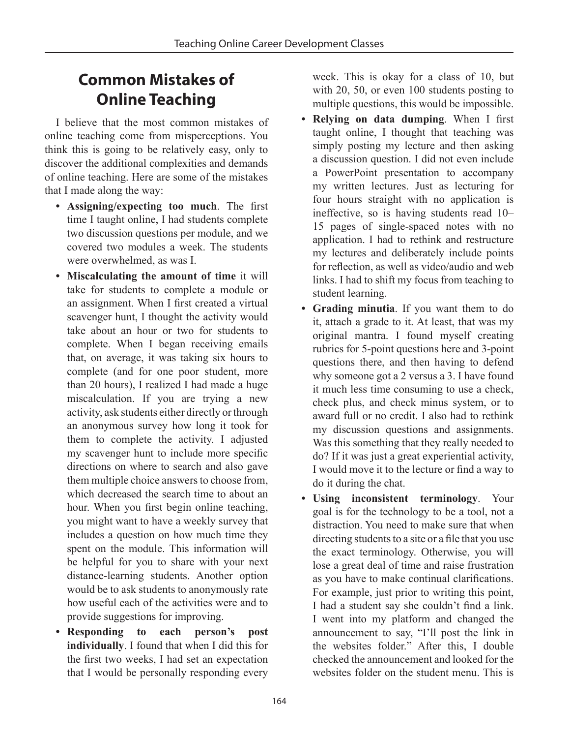## Common Mistakes of Online Teaching

I believe that the most common mistakes of online teaching come from misperceptions. You think this is going to be relatively easy, only to discover the additional complexities and demands of online teaching. Here are some of the mistakes that I made along the way:

- **Assigning/expecting too much**. The first time I taught online, I had students complete two discussion questions per module, and we covered two modules a week. The students were overwhelmed, as was I.
- **Miscalculating the amount of time** it will take for students to complete a module or an assignment. When I first created a virtual scavenger hunt, I thought the activity would take about an hour or two for students to complete. When I began receiving emails that, on average, it was taking six hours to complete (and for one poor student, more than 20 hours), I realized I had made a huge miscalculation. If you are trying a new activity, ask students either directly or through an anonymous survey how long it took for them to complete the activity. I adjusted my scavenger hunt to include more specific directions on where to search and also gave them multiple choice answers to choose from, which decreased the search time to about an hour. When you first begin online teaching, you might want to have a weekly survey that includes a question on how much time they spent on the module. This information will be helpful for you to share with your next distance-learning students. Another option would be to ask students to anonymously rate how useful each of the activities were and to provide suggestions for improving.
- **Responding to each person's post individually**. I found that when I did this for the first two weeks, I had set an expectation that I would be personally responding every week. This is okay for a class of 10, but with 20, 50, or even 100 students posting to multiple questions, this would be impossible.
- **Relying on data dumping**. When I first taught online, I thought that teaching was simply posting my lecture and then asking a discussion question. I did not even include a PowerPoint presentation to accompany my written lectures. Just as lecturing for four hours straight with no application is ineffective, so is having students read 10–15 pages of single-spaced notes with no application. I had to rethink and restructure my lectures and deliberately include points for reflection, as well as video/audio and web links. I had to shift my focus from teaching to student learning.
- **Grading minutia**. If you want them to do it, attach a grade to it. At least, that was my original mantra. I found myself creating rubrics for 5-point questions here and 3-point questions there, and then having to defend why someone got a 2 versus a 3. I have found it much less time consuming to use a check, check plus, and check minus system, or to award full or no credit. I also had to rethink my discussion questions and assignments. Was this something that they really needed to do? If it was just a great experiential activity, I would move it to the lecture or find a way to do it during the chat.
- **Using inconsistent terminology**. Your goal is for the technology to be a tool, not a distraction. You need to make sure that when directing students to a site or a file that you use the exact terminology. Otherwise, you will lose a great deal of time and raise frustration as you have to make continual clarifications. For example, just prior to writing this point, I had a student say she couldn't find a link. I went into my platform and changed the announcement to say, "I'll post the link in the websites folder." After this, I double checked the announcement and looked for the websites folder on the student menu. This is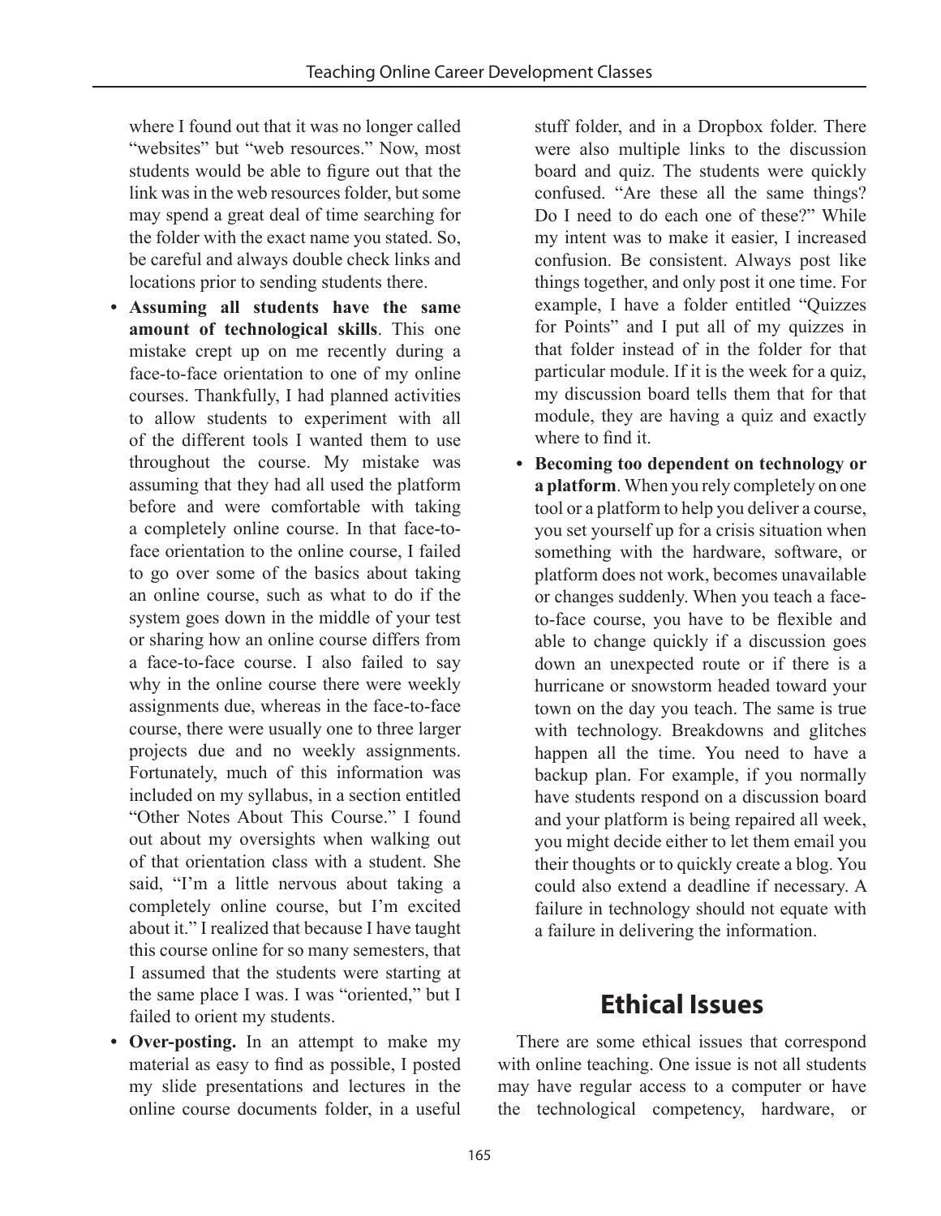where I found out that it was no longer called "websites" but "web resources." Now, most students would be able to figure out that the link was in the web resources folder, but some may spend a great deal of time searching for the folder with the exact name you stated. So, be careful and always double check links and locations prior to sending students there.

- **Assuming all students have the same amount of technological skills**. This one mistake crept up on me recently during a face-to-face orientation to one of my online courses. Thankfully, I had planned activities to allow students to experiment with all of the different tools I wanted them to use throughout the course. My mistake was assuming that they had all used the platform before and were comfortable with taking a completely online course. In that face-to-face orientation to the online course, I failed to go over some of the basics about taking an online course, such as what to do if the system goes down in the middle of your test or sharing how an online course differs from a face-to-face course. I also failed to say why in the online course there were weekly assignments due, whereas in the face-to-face course, there were usually one to three larger projects due and no weekly assignments. Fortunately, much of this information was included on my syllabus, in a section entitled "Other Notes About This Course." I found out about my oversights when walking out of that orientation class with a student. She said, "I'm a little nervous about taking a completely online course, but I'm excited about it." I realized that because I have taught this course online for so many semesters, that I assumed that the students were starting at the same place I was. I was "oriented," but I failed to orient my students.
- **Over-posting.** In an attempt to make my material as easy to find as possible, I posted my slide presentations and lectures in the online course documents folder, in a useful stuff folder, and in a Dropbox folder. There were also multiple links to the discussion board and quiz. The students were quickly confused. "Are these all the same things? Do I need to do each one of these?" While my intent was to make it easier, I increased confusion. Be consistent. Always post like things together, and only post it one time. For example, I have a folder entitled "Quizzes for Points" and I put all of my quizzes in that folder instead of in the folder for that particular module. If it is the week for a quiz, my discussion board tells them that for that module, they are having a quiz and exactly where to find it.
- **Becoming too dependent on technology or a platform**. When you rely completely on one tool or a platform to help you deliver a course, you set yourself up for a crisis situation when something with the hardware, software, or platform does not work, becomes unavailable or changes suddenly. When you teach a face-to-face course, you have to be flexible and able to change quickly if a discussion goes down an unexpected route or if there is a hurricane or snowstorm headed toward your town on the day you teach. The same is true with technology. Breakdowns and glitches happen all the time. You need to have a backup plan. For example, if you normally have students respond on a discussion board and your platform is being repaired all week, you might decide either to let them email you their thoughts or to quickly create a blog. You could also extend a deadline if necessary. A failure in technology should not equate with a failure in delivering the information.

## Ethical Issues

There are some ethical issues that correspond with online teaching. One issue is not all students may have regular access to a computer or have the technological competency, hardware, or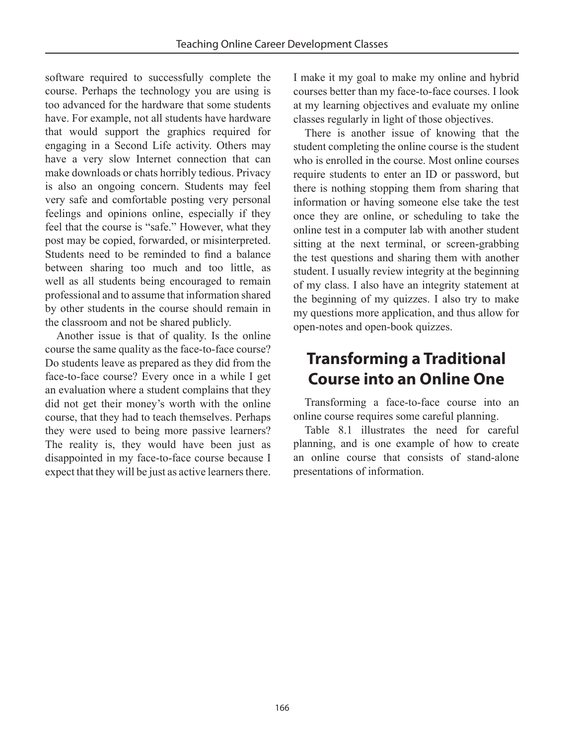software required to successfully complete the course. Perhaps the technology you are using is too advanced for the hardware that some students have. For example, not all students have hardware that would support the graphics required for engaging in a Second Life activity. Others may have a very slow Internet connection that can make downloads or chats horribly tedious. Privacy is also an ongoing concern. Students may feel very safe and comfortable posting very personal feelings and opinions online, especially if they feel that the course is "safe." However, what they post may be copied, forwarded, or misinterpreted. Students need to be reminded to find a balance between sharing too much and too little, as well as all students being encouraged to remain professional and to assume that information shared by other students in the course should remain in the classroom and not be shared publicly.

Another issue is that of quality. Is the online course the same quality as the face-to-face course? Do students leave as prepared as they did from the face-to-face course? Every once in a while I get an evaluation where a student complains that they did not get their money's worth with the online course, that they had to teach themselves. Perhaps they were used to being more passive learners? The reality is, they would have been just as disappointed in my face-to-face course because I expect that they will be just as active learners there. I make it my goal to make my online and hybrid courses better than my face-to-face courses. I look at my learning objectives and evaluate my online classes regularly in light of those objectives.

There is another issue of knowing that the student completing the online course is the student who is enrolled in the course. Most online courses require students to enter an ID or password, but there is nothing stopping them from sharing that information or having someone else take the test once they are online, or scheduling to take the online test in a computer lab with another student sitting at the next terminal, or screen-grabbing the test questions and sharing them with another student. I usually review integrity at the beginning of my class. I also have an integrity statement at the beginning of my quizzes. I also try to make my questions more application, and thus allow for open-notes and open-book quizzes.

## Transforming a Traditional Course into an Online One

Transforming a face-to-face course into an online course requires some careful planning.

Table 8.1 illustrates the need for careful planning, and is one example of how to create an online course that consists of stand-alone presentations of information.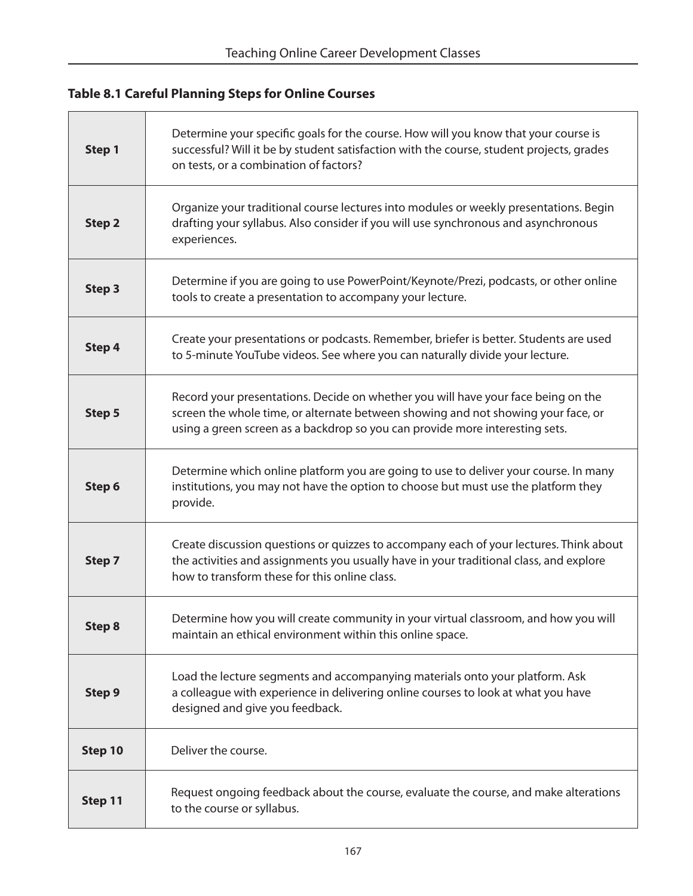**Table 8.1 Careful Planning Steps for Online Courses**

| | |
|---|---|
| **Step 1** | Determine your specific goals for the course. How will you know that your course is successful? Will it be by student satisfaction with the course, student projects, grades on tests, or a combination of factors? |
| **Step 2** | Organize your traditional course lectures into modules or weekly presentations. Begin drafting your syllabus. Also consider if you will use synchronous and asynchronous experiences. |
| **Step 3** | Determine if you are going to use PowerPoint/Keynote/Prezi, podcasts, or other online tools to create a presentation to accompany your lecture. |
| **Step 4** | Create your presentations or podcasts. Remember, briefer is better. Students are used to 5-minute YouTube videos. See where you can naturally divide your lecture. |
| **Step 5** | Record your presentations. Decide on whether you will have your face being on the screen the whole time, or alternate between showing and not showing your face, or using a green screen as a backdrop so you can provide more interesting sets. |
| **Step 6** | Determine which online platform you are going to use to deliver your course. In many institutions, you may not have the option to choose but must use the platform they provide. |
| **Step 7** | Create discussion questions or quizzes to accompany each of your lectures. Think about the activities and assignments you usually have in your traditional class, and explore how to transform these for this online class. |
| **Step 8** | Determine how you will create community in your virtual classroom, and how you will maintain an ethical environment within this online space. |
| **Step 9** | Load the lecture segments and accompanying materials onto your platform. Ask a colleague with experience in delivering online courses to look at what you have designed and give you feedback. |
| **Step 10** | Deliver the course. |
| **Step 11** | Request ongoing feedback about the course, evaluate the course, and make alterations to the course or syllabus. |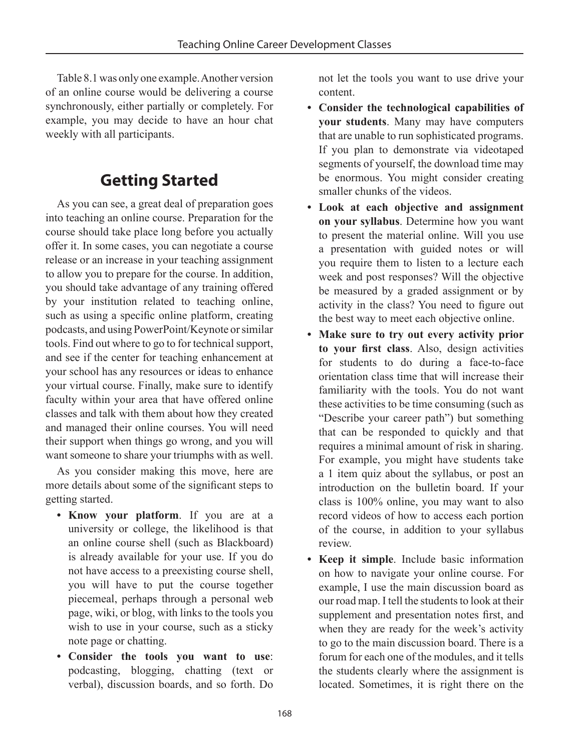Table 8.1 was only one example. Another version of an online course would be delivering a course synchronously, either partially or completely. For example, you may decide to have an hour chat weekly with all participants.

## Getting Started

As you can see, a great deal of preparation goes into teaching an online course. Preparation for the course should take place long before you actually offer it. In some cases, you can negotiate a course release or an increase in your teaching assignment to allow you to prepare for the course. In addition, you should take advantage of any training offered by your institution related to teaching online, such as using a specific online platform, creating podcasts, and using PowerPoint/Keynote or similar tools. Find out where to go to for technical support, and see if the center for teaching enhancement at your school has any resources or ideas to enhance your virtual course. Finally, make sure to identify faculty within your area that have offered online classes and talk with them about how they created and managed their online courses. You will need their support when things go wrong, and you will want someone to share your triumphs with as well.

As you consider making this move, here are more details about some of the significant steps to getting started.

- **Know your platform**. If you are at a university or college, the likelihood is that an online course shell (such as Blackboard) is already available for your use. If you do not have access to a preexisting course shell, you will have to put the course together piecemeal, perhaps through a personal web page, wiki, or blog, with links to the tools you wish to use in your course, such as a sticky note page or chatting.
- **Consider the tools you want to use**: podcasting, blogging, chatting (text or verbal), discussion boards, and so forth. Do not let the tools you want to use drive your content.
- **Consider the technological capabilities of your students**. Many may have computers that are unable to run sophisticated programs. If you plan to demonstrate via videotaped segments of yourself, the download time may be enormous. You might consider creating smaller chunks of the videos.
- **Look at each objective and assignment on your syllabus**. Determine how you want to present the material online. Will you use a presentation with guided notes or will you require them to listen to a lecture each week and post responses? Will the objective be measured by a graded assignment or by activity in the class? You need to figure out the best way to meet each objective online.
- **Make sure to try out every activity prior to your first class**. Also, design activities for students to do during a face-to-face orientation class time that will increase their familiarity with the tools. You do not want these activities to be time consuming (such as "Describe your career path") but something that can be responded to quickly and that requires a minimal amount of risk in sharing. For example, you might have students take a 1 item quiz about the syllabus, or post an introduction on the bulletin board. If your class is 100% online, you may want to also record videos of how to access each portion of the course, in addition to your syllabus review.
- **Keep it simple**. Include basic information on how to navigate your online course. For example, I use the main discussion board as our road map. I tell the students to look at their supplement and presentation notes first, and when they are ready for the week's activity to go to the main discussion board. There is a forum for each one of the modules, and it tells the students clearly where the assignment is located. Sometimes, it is right there on the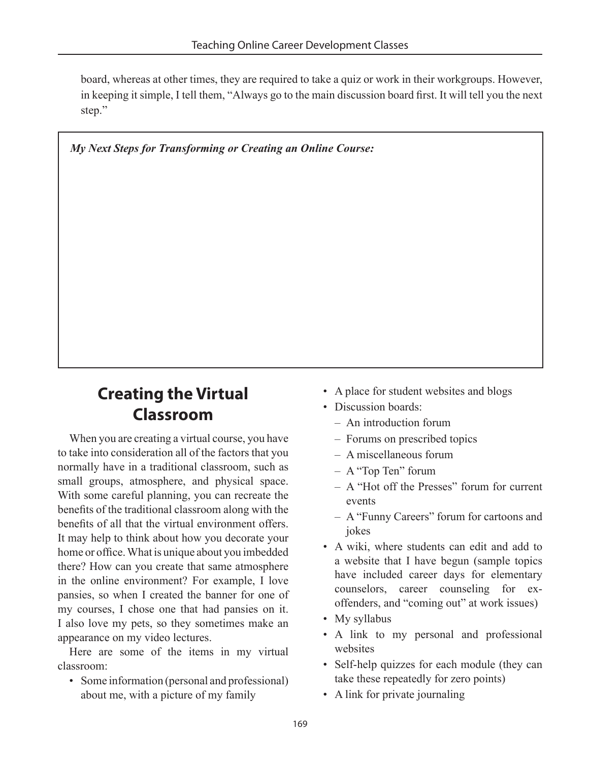board, whereas at other times, they are required to take a quiz or work in their workgroups. However, in keeping it simple, I tell them, "Always go to the main discussion board first. It will tell you the next step."

***My Next Steps for Transforming or Creating an Online Course:***

## Creating the Virtual Classroom

When you are creating a virtual course, you have to take into consideration all of the factors that you normally have in a traditional classroom, such as small groups, atmosphere, and physical space. With some careful planning, you can recreate the benefits of the traditional classroom along with the benefits of all that the virtual environment offers. It may help to think about how you decorate your home or office. What is unique about you imbedded there? How can you create that same atmosphere in the online environment? For example, I love pansies, so when I created the banner for one of my courses, I chose one that had pansies on it. I also love my pets, so they sometimes make an appearance on my video lectures.

Here are some of the items in my virtual classroom:

- Some information (personal and professional) about me, with a picture of my family
- A place for student websites and blogs
- Discussion boards:
  - An introduction forum
  - Forums on prescribed topics
  - A miscellaneous forum
  - A "Top Ten" forum
  - A "Hot off the Presses" forum for current events
  - A "Funny Careers" forum for cartoons and jokes
- A wiki, where students can edit and add to a website that I have begun (sample topics have included career days for elementary counselors, career counseling for ex-offenders, and "coming out" at work issues)
- My syllabus
- A link to my personal and professional websites
- Self-help quizzes for each module (they can take these repeatedly for zero points)
- A link for private journaling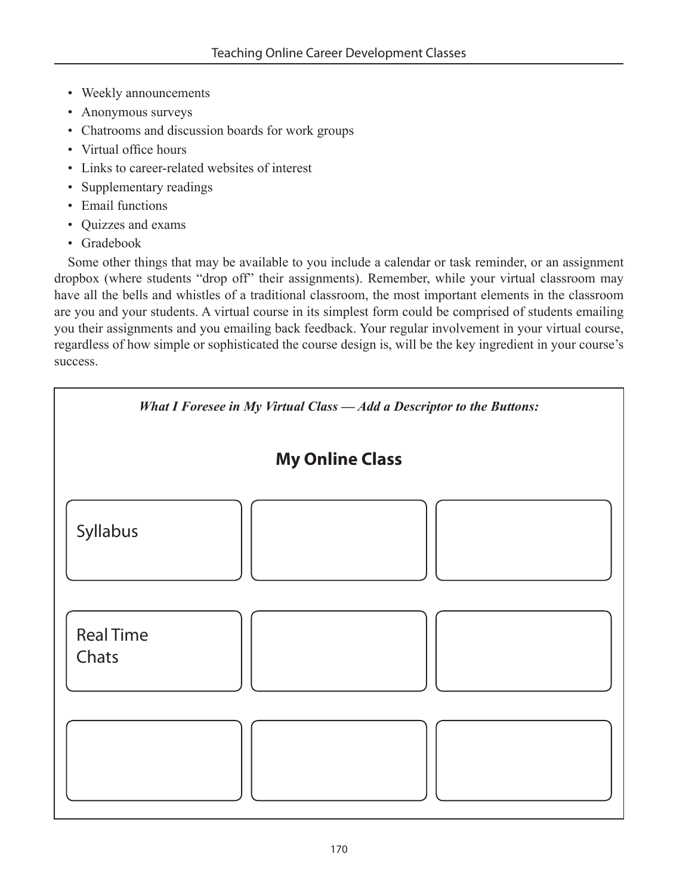- Weekly announcements
- Anonymous surveys
- Chatrooms and discussion boards for work groups
- Virtual office hours
- Links to career-related websites of interest
- Supplementary readings
- Email functions
- Quizzes and exams
- Gradebook

Some other things that may be available to you include a calendar or task reminder, or an assignment dropbox (where students "drop off" their assignments). Remember, while your virtual classroom may have all the bells and whistles of a traditional classroom, the most important elements in the classroom are you and your students. A virtual course in its simplest form could be comprised of students emailing you their assignments and you emailing back feedback. Your regular involvement in your virtual course, regardless of how simple or sophisticated the course design is, will be the key ingredient in your course's success.

***What I Foresee in My Virtual Class — Add a Descriptor to the Buttons:***

**My Online Class**

| | | |
|---|---|---|
| Syllabus | | |
| Real Time Chats | | |
| | | |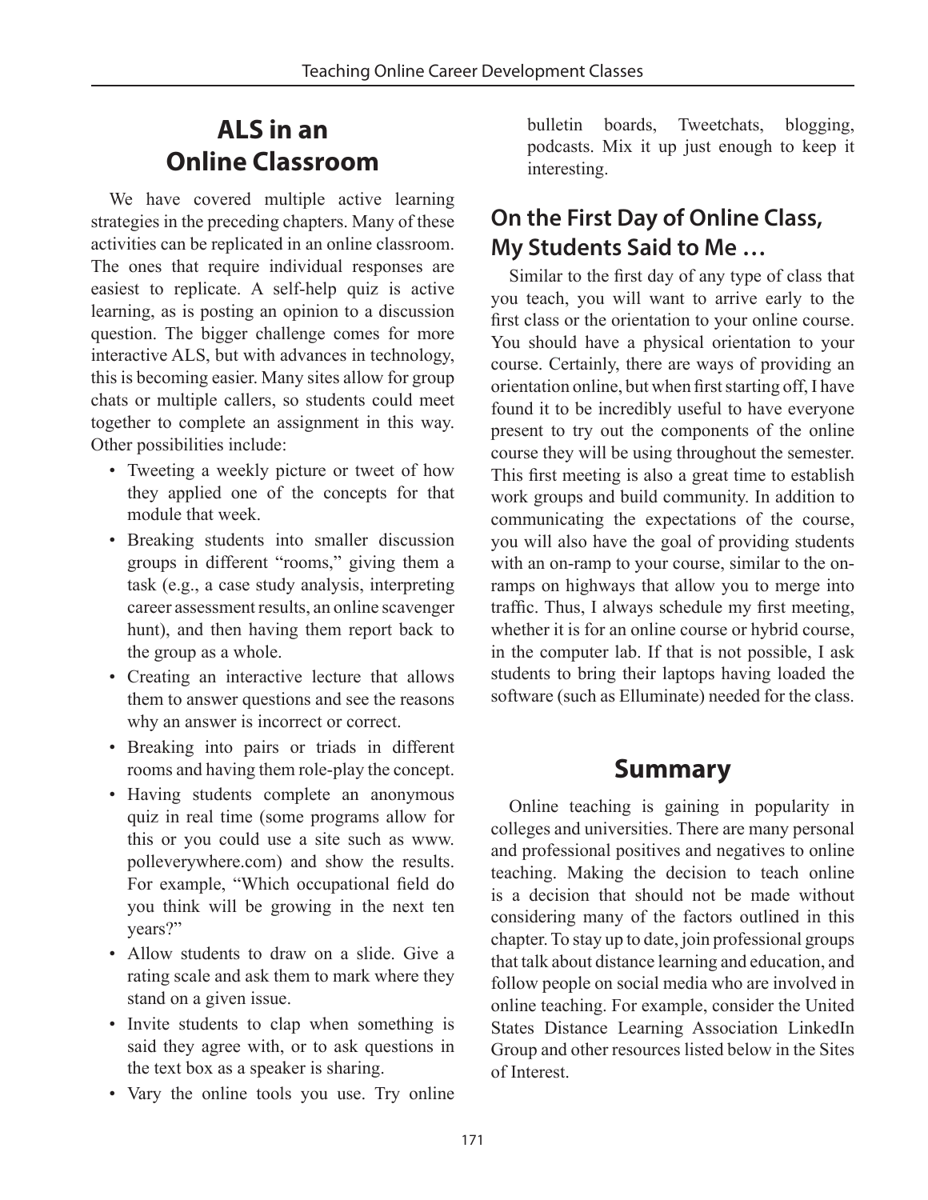## ALS in an Online Classroom

We have covered multiple active learning strategies in the preceding chapters. Many of these activities can be replicated in an online classroom. The ones that require individual responses are easiest to replicate. A self-help quiz is active learning, as is posting an opinion to a discussion question. The bigger challenge comes for more interactive ALS, but with advances in technology, this is becoming easier. Many sites allow for group chats or multiple callers, so students could meet together to complete an assignment in this way. Other possibilities include:

- Tweeting a weekly picture or tweet of how they applied one of the concepts for that module that week.
- Breaking students into smaller discussion groups in different "rooms," giving them a task (e.g., a case study analysis, interpreting career assessment results, an online scavenger hunt), and then having them report back to the group as a whole.
- Creating an interactive lecture that allows them to answer questions and see the reasons why an answer is incorrect or correct.
- Breaking into pairs or triads in different rooms and having them role-play the concept.
- Having students complete an anonymous quiz in real time (some programs allow for this or you could use a site such as www.polleverywhere.com) and show the results. For example, "Which occupational field do you think will be growing in the next ten years?"
- Allow students to draw on a slide. Give a rating scale and ask them to mark where they stand on a given issue.
- Invite students to clap when something is said they agree with, or to ask questions in the text box as a speaker is sharing.
- Vary the online tools you use. Try online bulletin boards, Tweetchats, blogging, podcasts. Mix it up just enough to keep it interesting.

### On the First Day of Online Class, My Students Said to Me …

Similar to the first day of any type of class that you teach, you will want to arrive early to the first class or the orientation to your online course. You should have a physical orientation to your course. Certainly, there are ways of providing an orientation online, but when first starting off, I have found it to be incredibly useful to have everyone present to try out the components of the online course they will be using throughout the semester. This first meeting is also a great time to establish work groups and build community. In addition to communicating the expectations of the course, you will also have the goal of providing students with an on-ramp to your course, similar to the on-ramps on highways that allow you to merge into traffic. Thus, I always schedule my first meeting, whether it is for an online course or hybrid course, in the computer lab. If that is not possible, I ask students to bring their laptops having loaded the software (such as Elluminate) needed for the class.

## Summary

Online teaching is gaining in popularity in colleges and universities. There are many personal and professional positives and negatives to online teaching. Making the decision to teach online is a decision that should not be made without considering many of the factors outlined in this chapter. To stay up to date, join professional groups that talk about distance learning and education, and follow people on social media who are involved in online teaching. For example, consider the United States Distance Learning Association LinkedIn Group and other resources listed below in the Sites of Interest.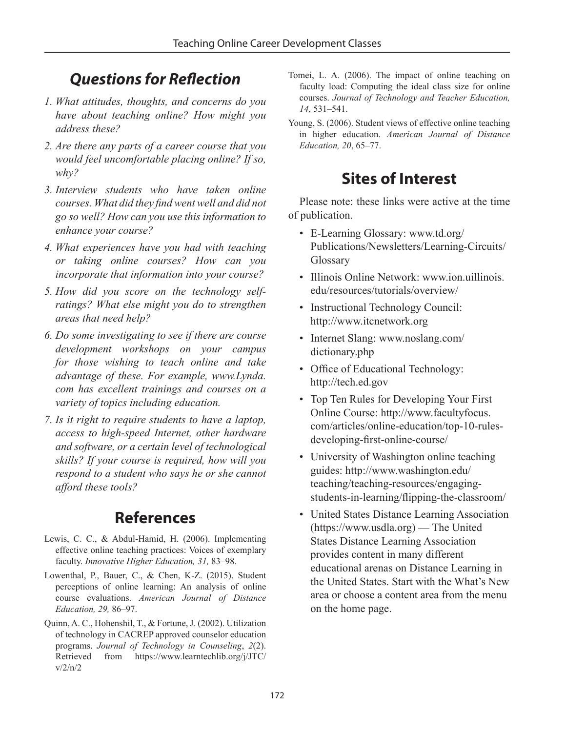## *Questions for Reflection*

1. *What attitudes, thoughts, and concerns do you have about teaching online? How might you address these?*
2. *Are there any parts of a career course that you would feel uncomfortable placing online? If so, why?*
3. *Interview students who have taken online courses. What did they find went well and did not go so well? How can you use this information to enhance your course?*
4. *What experiences have you had with teaching or taking online courses? How can you incorporate that information into your course?*
5. *How did you score on the technology self-ratings? What else might you do to strengthen areas that need help?*
6. *Do some investigating to see if there are course development workshops on your campus for those wishing to teach online and take advantage of these. For example, www.Lynda.com has excellent trainings and courses on a variety of topics including education.*
7. *Is it right to require students to have a laptop, access to high-speed Internet, other hardware and software, or a certain level of technological skills? If your course is required, how will you respond to a student who says he or she cannot afford these tools?*

## References

Lewis, C. C., & Abdul-Hamid, H. (2006). Implementing effective online teaching practices: Voices of exemplary faculty. *Innovative Higher Education, 31,* 83–98.

Lowenthal, P., Bauer, C., & Chen, K-Z. (2015). Student perceptions of online learning: An analysis of online course evaluations. *American Journal of Distance Education, 29,* 86–97.

Quinn, A. C., Hohenshil, T., & Fortune, J. (2002). Utilization of technology in CACREP approved counselor education programs. *Journal of Technology in Counseling*, *2*(2). Retrieved from https://www.learntechlib.org/j/JTC/v/2/n/2

Tomei, L. A. (2006). The impact of online teaching on faculty load: Computing the ideal class size for online courses. *Journal of Technology and Teacher Education, 14,* 531–541.

Young, S. (2006). Student views of effective online teaching in higher education. *American Journal of Distance Education, 20*, 65–77.

## Sites of Interest

Please note: these links were active at the time of publication.

- E-Learning Glossary: www.td.org/Publications/Newsletters/Learning-Circuits/Glossary
- Illinois Online Network: www.ion.uillinois.edu/resources/tutorials/overview/
- Instructional Technology Council: http://www.itcnetwork.org
- Internet Slang: www.noslang.com/dictionary.php
- Office of Educational Technology: http://tech.ed.gov
- Top Ten Rules for Developing Your First Online Course: http://www.facultyfocus.com/articles/online-education/top-10-rules-developing-first-online-course/
- University of Washington online teaching guides: http://www.washington.edu/teaching/teaching-resources/engaging-students-in-learning/flipping-the-classroom/
- United States Distance Learning Association (https://www.usdla.org) — The United States Distance Learning Association provides content in many different educational arenas on Distance Learning in the United States. Start with the What's New area or choose a content area from the menu on the home page.